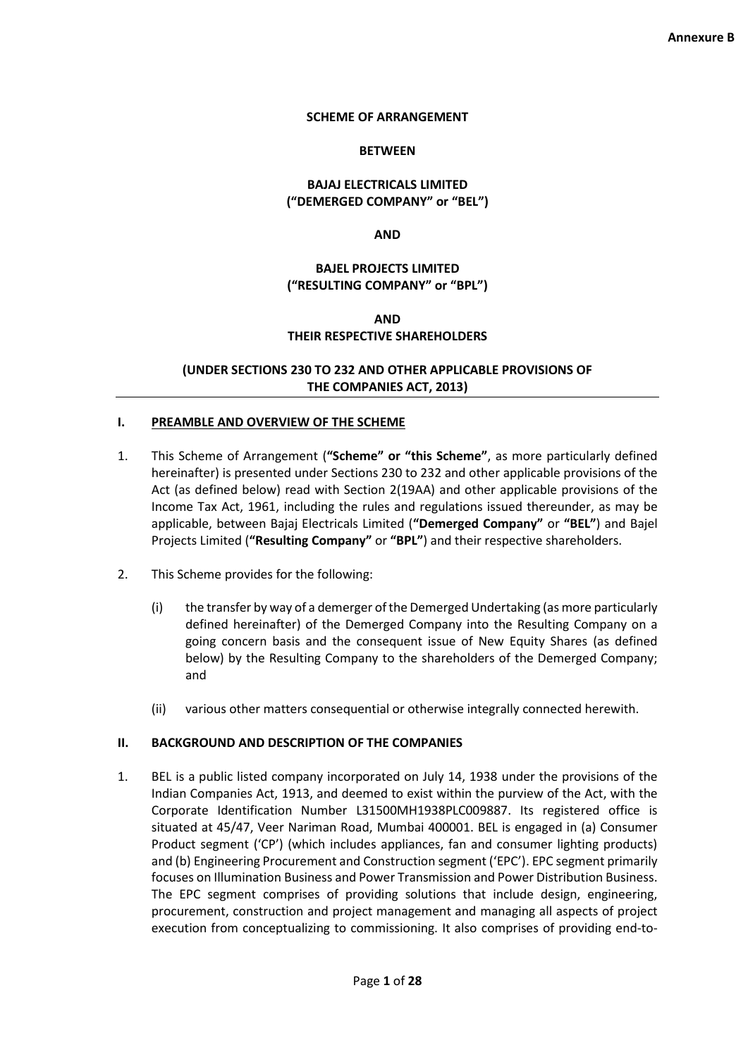**Annexure B**

**SCHEME OF ARRANGEMENT**

**BETWEEN**

**BAJAJ ELECTRICALS LIMITED**
**("DEMERGED COMPANY" or "BEL")**

**AND**

**BAJEL PROJECTS LIMITED**
**("RESULTING COMPANY" or "BPL")**

**AND**
**THEIR RESPECTIVE SHAREHOLDERS**

**(UNDER SECTIONS 230 TO 232 AND OTHER APPLICABLE PROVISIONS OF THE COMPANIES ACT, 2013)**

## I. PREAMBLE AND OVERVIEW OF THE SCHEME

1. This Scheme of Arrangement (**"Scheme" or "this Scheme"**, as more particularly defined hereinafter) is presented under Sections 230 to 232 and other applicable provisions of the Act (as defined below) read with Section 2(19AA) and other applicable provisions of the Income Tax Act, 1961, including the rules and regulations issued thereunder, as may be applicable, between Bajaj Electricals Limited (**"Demerged Company"** or **"BEL"**) and Bajel Projects Limited (**"Resulting Company"** or **"BPL"**) and their respective shareholders.

2. This Scheme provides for the following:

   (i) the transfer by way of a demerger of the Demerged Undertaking (as more particularly defined hereinafter) of the Demerged Company into the Resulting Company on a going concern basis and the consequent issue of New Equity Shares (as defined below) by the Resulting Company to the shareholders of the Demerged Company; and

   (ii) various other matters consequential or otherwise integrally connected herewith.

## II. BACKGROUND AND DESCRIPTION OF THE COMPANIES

1. BEL is a public listed company incorporated on July 14, 1938 under the provisions of the Indian Companies Act, 1913, and deemed to exist within the purview of the Act, with the Corporate Identification Number L31500MH1938PLC009887. Its registered office is situated at 45/47, Veer Nariman Road, Mumbai 400001. BEL is engaged in (a) Consumer Product segment ('CP') (which includes appliances, fan and consumer lighting products) and (b) Engineering Procurement and Construction segment ('EPC'). EPC segment primarily focuses on Illumination Business and Power Transmission and Power Distribution Business. The EPC segment comprises of providing solutions that include design, engineering, procurement, construction and project management and managing all aspects of project execution from conceptualizing to commissioning. It also comprises of providing end-to-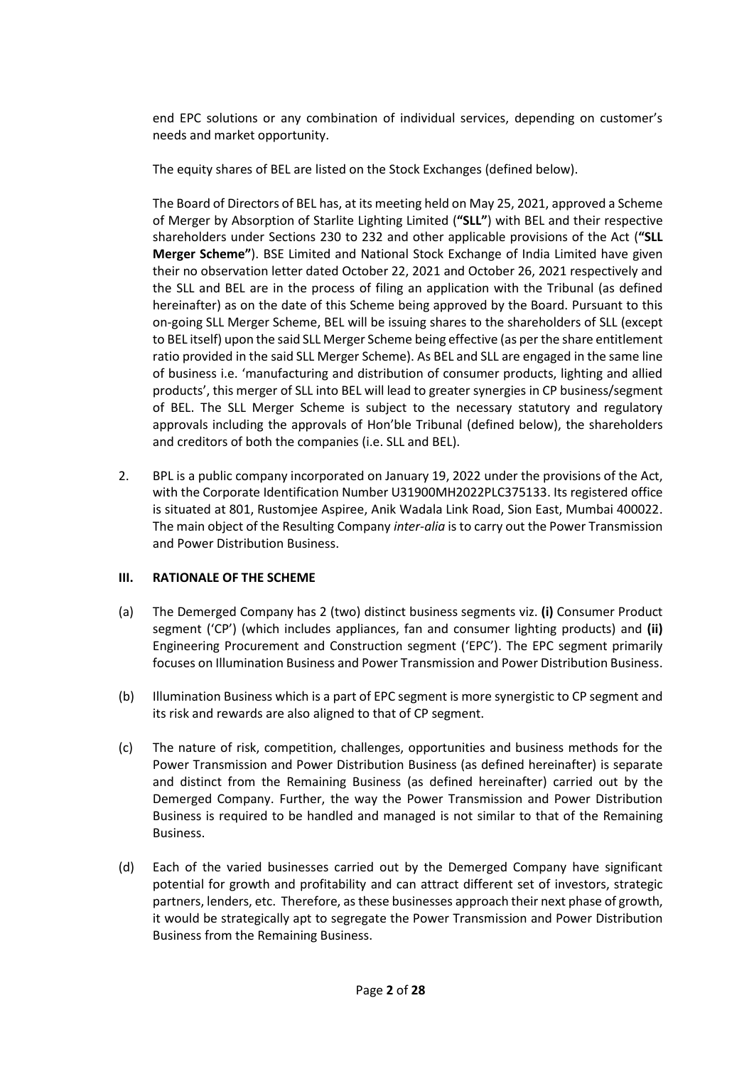end EPC solutions or any combination of individual services, depending on customer's needs and market opportunity.

The equity shares of BEL are listed on the Stock Exchanges (defined below).

The Board of Directors of BEL has, at its meeting held on May 25, 2021, approved a Scheme of Merger by Absorption of Starlite Lighting Limited (**"SLL"**) with BEL and their respective shareholders under Sections 230 to 232 and other applicable provisions of the Act (**"SLL Merger Scheme"**). BSE Limited and National Stock Exchange of India Limited have given their no observation letter dated October 22, 2021 and October 26, 2021 respectively and the SLL and BEL are in the process of filing an application with the Tribunal (as defined hereinafter) as on the date of this Scheme being approved by the Board. Pursuant to this on-going SLL Merger Scheme, BEL will be issuing shares to the shareholders of SLL (except to BEL itself) upon the said SLL Merger Scheme being effective (as per the share entitlement ratio provided in the said SLL Merger Scheme). As BEL and SLL are engaged in the same line of business i.e. 'manufacturing and distribution of consumer products, lighting and allied products', this merger of SLL into BEL will lead to greater synergies in CP business/segment of BEL. The SLL Merger Scheme is subject to the necessary statutory and regulatory approvals including the approvals of Hon'ble Tribunal (defined below), the shareholders and creditors of both the companies (i.e. SLL and BEL).

2. BPL is a public company incorporated on January 19, 2022 under the provisions of the Act, with the Corporate Identification Number U31900MH2022PLC375133. Its registered office is situated at 801, Rustomjee Aspiree, Anik Wadala Link Road, Sion East, Mumbai 400022. The main object of the Resulting Company *inter-alia* is to carry out the Power Transmission and Power Distribution Business.

### III. RATIONALE OF THE SCHEME

(a) The Demerged Company has 2 (two) distinct business segments viz. **(i)** Consumer Product segment ('CP') (which includes appliances, fan and consumer lighting products) and **(ii)** Engineering Procurement and Construction segment ('EPC'). The EPC segment primarily focuses on Illumination Business and Power Transmission and Power Distribution Business.

(b) Illumination Business which is a part of EPC segment is more synergistic to CP segment and its risk and rewards are also aligned to that of CP segment.

(c) The nature of risk, competition, challenges, opportunities and business methods for the Power Transmission and Power Distribution Business (as defined hereinafter) is separate and distinct from the Remaining Business (as defined hereinafter) carried out by the Demerged Company. Further, the way the Power Transmission and Power Distribution Business is required to be handled and managed is not similar to that of the Remaining Business.

(d) Each of the varied businesses carried out by the Demerged Company have significant potential for growth and profitability and can attract different set of investors, strategic partners, lenders, etc. Therefore, as these businesses approach their next phase of growth, it would be strategically apt to segregate the Power Transmission and Power Distribution Business from the Remaining Business.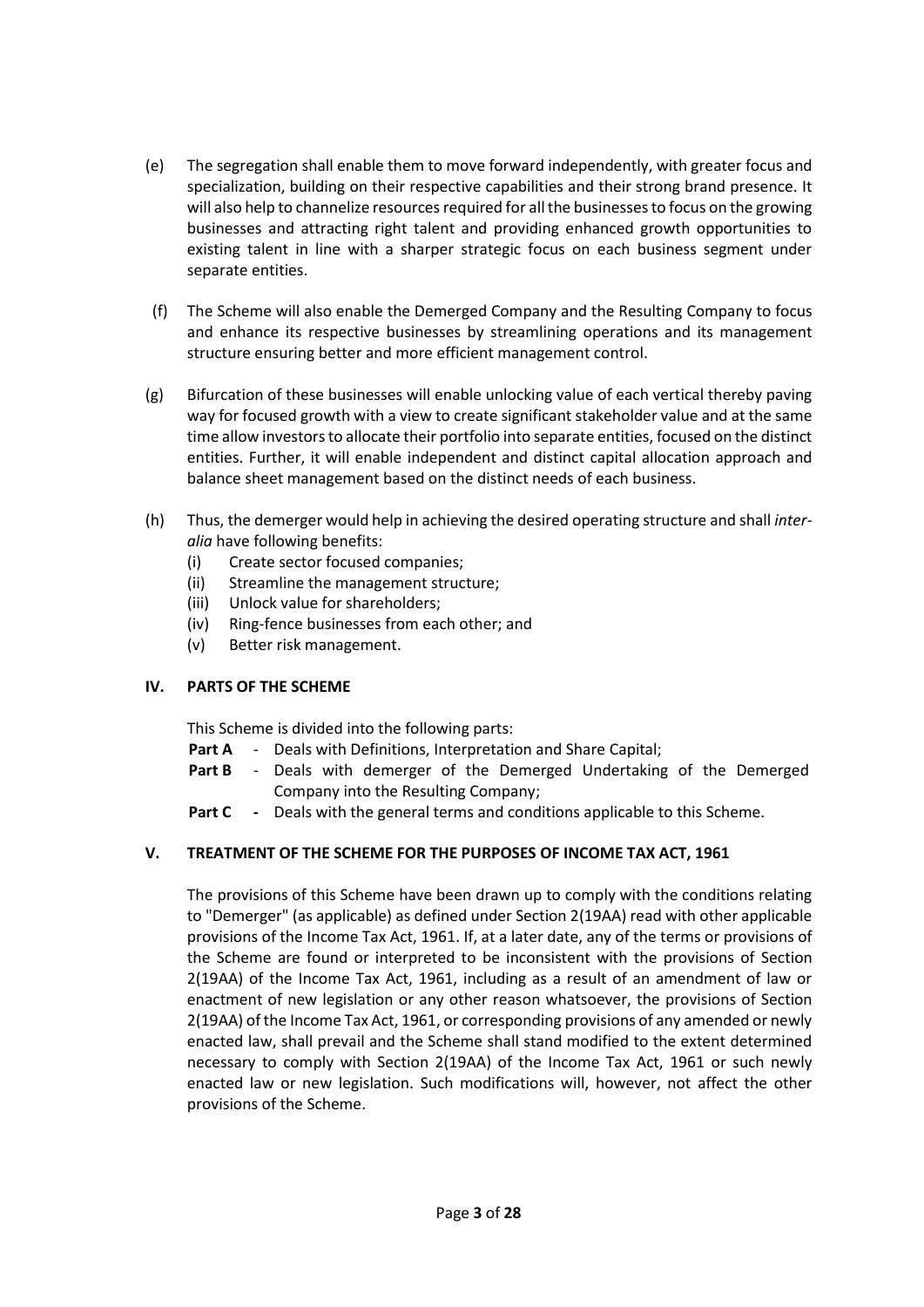(e) The segregation shall enable them to move forward independently, with greater focus and specialization, building on their respective capabilities and their strong brand presence. It will also help to channelize resources required for all the businesses to focus on the growing businesses and attracting right talent and providing enhanced growth opportunities to existing talent in line with a sharper strategic focus on each business segment under separate entities.

(f) The Scheme will also enable the Demerged Company and the Resulting Company to focus and enhance its respective businesses by streamlining operations and its management structure ensuring better and more efficient management control.

(g) Bifurcation of these businesses will enable unlocking value of each vertical thereby paving way for focused growth with a view to create significant stakeholder value and at the same time allow investors to allocate their portfolio into separate entities, focused on the distinct entities. Further, it will enable independent and distinct capital allocation approach and balance sheet management based on the distinct needs of each business.

(h) Thus, the demerger would help in achieving the desired operating structure and shall *inter-alia* have following benefits:
   (i) Create sector focused companies;
   (ii) Streamline the management structure;
   (iii) Unlock value for shareholders;
   (iv) Ring-fence businesses from each other; and
   (v) Better risk management.

## IV. PARTS OF THE SCHEME

This Scheme is divided into the following parts:

**Part A** - Deals with Definitions, Interpretation and Share Capital;

**Part B** - Deals with demerger of the Demerged Undertaking of the Demerged Company into the Resulting Company;

**Part C** - Deals with the general terms and conditions applicable to this Scheme.

## V. TREATMENT OF THE SCHEME FOR THE PURPOSES OF INCOME TAX ACT, 1961

The provisions of this Scheme have been drawn up to comply with the conditions relating to "Demerger" (as applicable) as defined under Section 2(19AA) read with other applicable provisions of the Income Tax Act, 1961. If, at a later date, any of the terms or provisions of the Scheme are found or interpreted to be inconsistent with the provisions of Section 2(19AA) of the Income Tax Act, 1961, including as a result of an amendment of law or enactment of new legislation or any other reason whatsoever, the provisions of Section 2(19AA) of the Income Tax Act, 1961, or corresponding provisions of any amended or newly enacted law, shall prevail and the Scheme shall stand modified to the extent determined necessary to comply with Section 2(19AA) of the Income Tax Act, 1961 or such newly enacted law or new legislation. Such modifications will, however, not affect the other provisions of the Scheme.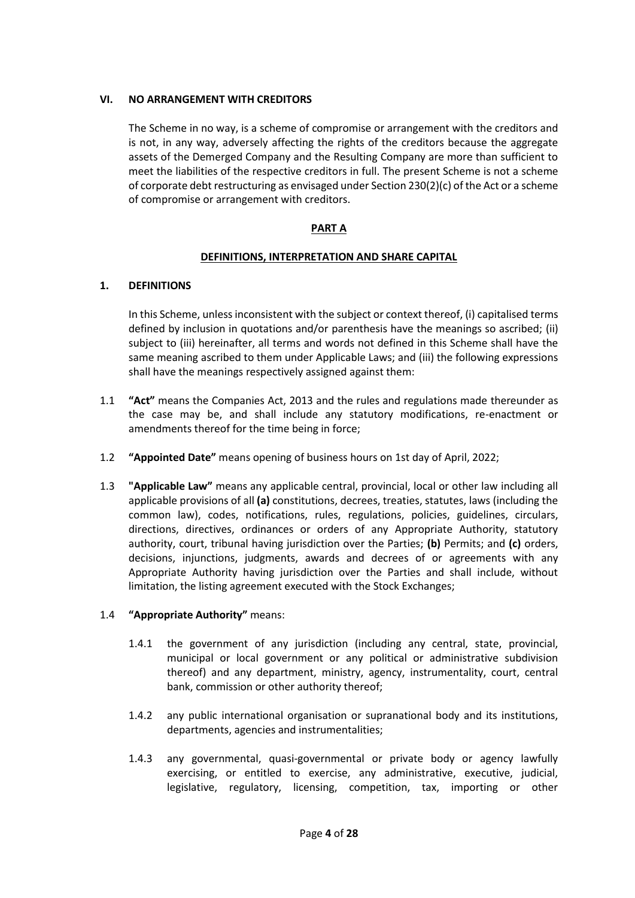## VI. NO ARRANGEMENT WITH CREDITORS

The Scheme in no way, is a scheme of compromise or arrangement with the creditors and is not, in any way, adversely affecting the rights of the creditors because the aggregate assets of the Demerged Company and the Resulting Company are more than sufficient to meet the liabilities of the respective creditors in full. The present Scheme is not a scheme of corporate debt restructuring as envisaged under Section 230(2)(c) of the Act or a scheme of compromise or arrangement with creditors.

## PART A

## DEFINITIONS, INTERPRETATION AND SHARE CAPITAL

### 1. DEFINITIONS

In this Scheme, unless inconsistent with the subject or context thereof, (i) capitalised terms defined by inclusion in quotations and/or parenthesis have the meanings so ascribed; (ii) subject to (iii) hereinafter, all terms and words not defined in this Scheme shall have the same meaning ascribed to them under Applicable Laws; and (iii) the following expressions shall have the meanings respectively assigned against them:

1.1 **"Act"** means the Companies Act, 2013 and the rules and regulations made thereunder as the case may be, and shall include any statutory modifications, re-enactment or amendments thereof for the time being in force;

1.2 **"Appointed Date"** means opening of business hours on 1st day of April, 2022;

1.3 **"Applicable Law"** means any applicable central, provincial, local or other law including all applicable provisions of all **(a)** constitutions, decrees, treaties, statutes, laws (including the common law), codes, notifications, rules, regulations, policies, guidelines, circulars, directions, directives, ordinances or orders of any Appropriate Authority, statutory authority, court, tribunal having jurisdiction over the Parties; **(b)** Permits; and **(c)** orders, decisions, injunctions, judgments, awards and decrees of or agreements with any Appropriate Authority having jurisdiction over the Parties and shall include, without limitation, the listing agreement executed with the Stock Exchanges;

1.4 **"Appropriate Authority"** means:

1.4.1 the government of any jurisdiction (including any central, state, provincial, municipal or local government or any political or administrative subdivision thereof) and any department, ministry, agency, instrumentality, court, central bank, commission or other authority thereof;

1.4.2 any public international organisation or supranational body and its institutions, departments, agencies and instrumentalities;

1.4.3 any governmental, quasi-governmental or private body or agency lawfully exercising, or entitled to exercise, any administrative, executive, judicial, legislative, regulatory, licensing, competition, tax, importing or other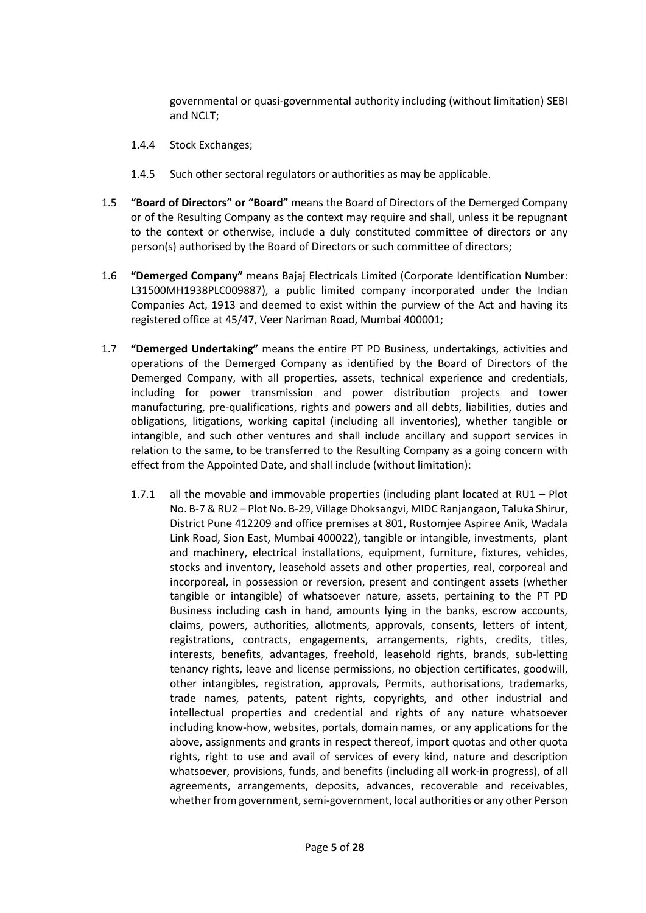governmental or quasi-governmental authority including (without limitation) SEBI and NCLT;

1.4.4 Stock Exchanges;

1.4.5 Such other sectoral regulators or authorities as may be applicable.

1.5 **"Board of Directors" or "Board"** means the Board of Directors of the Demerged Company or of the Resulting Company as the context may require and shall, unless it be repugnant to the context or otherwise, include a duly constituted committee of directors or any person(s) authorised by the Board of Directors or such committee of directors;

1.6 **"Demerged Company"** means Bajaj Electricals Limited (Corporate Identification Number: L31500MH1938PLC009887), a public limited company incorporated under the Indian Companies Act, 1913 and deemed to exist within the purview of the Act and having its registered office at 45/47, Veer Nariman Road, Mumbai 400001;

1.7 **"Demerged Undertaking"** means the entire PT PD Business, undertakings, activities and operations of the Demerged Company as identified by the Board of Directors of the Demerged Company, with all properties, assets, technical experience and credentials, including for power transmission and power distribution projects and tower manufacturing, pre-qualifications, rights and powers and all debts, liabilities, duties and obligations, litigations, working capital (including all inventories), whether tangible or intangible, and such other ventures and shall include ancillary and support services in relation to the same, to be transferred to the Resulting Company as a going concern with effect from the Appointed Date, and shall include (without limitation):

1.7.1 all the movable and immovable properties (including plant located at RU1 – Plot No. B-7 & RU2 – Plot No. B-29, Village Dhoksangvi, MIDC Ranjangaon, Taluka Shirur, District Pune 412209 and office premises at 801, Rustomjee Aspiree Anik, Wadala Link Road, Sion East, Mumbai 400022), tangible or intangible, investments, plant and machinery, electrical installations, equipment, furniture, fixtures, vehicles, stocks and inventory, leasehold assets and other properties, real, corporeal and incorporeal, in possession or reversion, present and contingent assets (whether tangible or intangible) of whatsoever nature, assets, pertaining to the PT PD Business including cash in hand, amounts lying in the banks, escrow accounts, claims, powers, authorities, allotments, approvals, consents, letters of intent, registrations, contracts, engagements, arrangements, rights, credits, titles, interests, benefits, advantages, freehold, leasehold rights, brands, sub-letting tenancy rights, leave and license permissions, no objection certificates, goodwill, other intangibles, registration, approvals, Permits, authorisations, trademarks, trade names, patents, patent rights, copyrights, and other industrial and intellectual properties and credential and rights of any nature whatsoever including know-how, websites, portals, domain names, or any applications for the above, assignments and grants in respect thereof, import quotas and other quota rights, right to use and avail of services of every kind, nature and description whatsoever, provisions, funds, and benefits (including all work-in progress), of all agreements, arrangements, deposits, advances, recoverable and receivables, whether from government, semi-government, local authorities or any other Person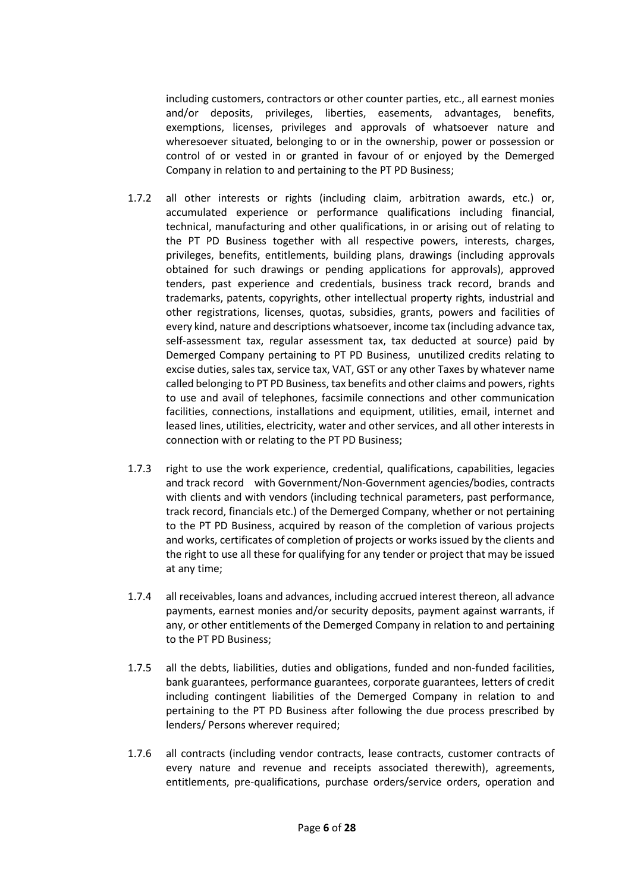including customers, contractors or other counter parties, etc., all earnest monies and/or deposits, privileges, liberties, easements, advantages, benefits, exemptions, licenses, privileges and approvals of whatsoever nature and wheresoever situated, belonging to or in the ownership, power or possession or control of or vested in or granted in favour of or enjoyed by the Demerged Company in relation to and pertaining to the PT PD Business;

1.7.2 all other interests or rights (including claim, arbitration awards, etc.) or, accumulated experience or performance qualifications including financial, technical, manufacturing and other qualifications, in or arising out of relating to the PT PD Business together with all respective powers, interests, charges, privileges, benefits, entitlements, building plans, drawings (including approvals obtained for such drawings or pending applications for approvals), approved tenders, past experience and credentials, business track record, brands and trademarks, patents, copyrights, other intellectual property rights, industrial and other registrations, licenses, quotas, subsidies, grants, powers and facilities of every kind, nature and descriptions whatsoever, income tax (including advance tax, self-assessment tax, regular assessment tax, tax deducted at source) paid by Demerged Company pertaining to PT PD Business, unutilized credits relating to excise duties, sales tax, service tax, VAT, GST or any other Taxes by whatever name called belonging to PT PD Business, tax benefits and other claims and powers, rights to use and avail of telephones, facsimile connections and other communication facilities, connections, installations and equipment, utilities, email, internet and leased lines, utilities, electricity, water and other services, and all other interests in connection with or relating to the PT PD Business;

1.7.3 right to use the work experience, credential, qualifications, capabilities, legacies and track record with Government/Non-Government agencies/bodies, contracts with clients and with vendors (including technical parameters, past performance, track record, financials etc.) of the Demerged Company, whether or not pertaining to the PT PD Business, acquired by reason of the completion of various projects and works, certificates of completion of projects or works issued by the clients and the right to use all these for qualifying for any tender or project that may be issued at any time;

1.7.4 all receivables, loans and advances, including accrued interest thereon, all advance payments, earnest monies and/or security deposits, payment against warrants, if any, or other entitlements of the Demerged Company in relation to and pertaining to the PT PD Business;

1.7.5 all the debts, liabilities, duties and obligations, funded and non-funded facilities, bank guarantees, performance guarantees, corporate guarantees, letters of credit including contingent liabilities of the Demerged Company in relation to and pertaining to the PT PD Business after following the due process prescribed by lenders/ Persons wherever required;

1.7.6 all contracts (including vendor contracts, lease contracts, customer contracts of every nature and revenue and receipts associated therewith), agreements, entitlements, pre-qualifications, purchase orders/service orders, operation and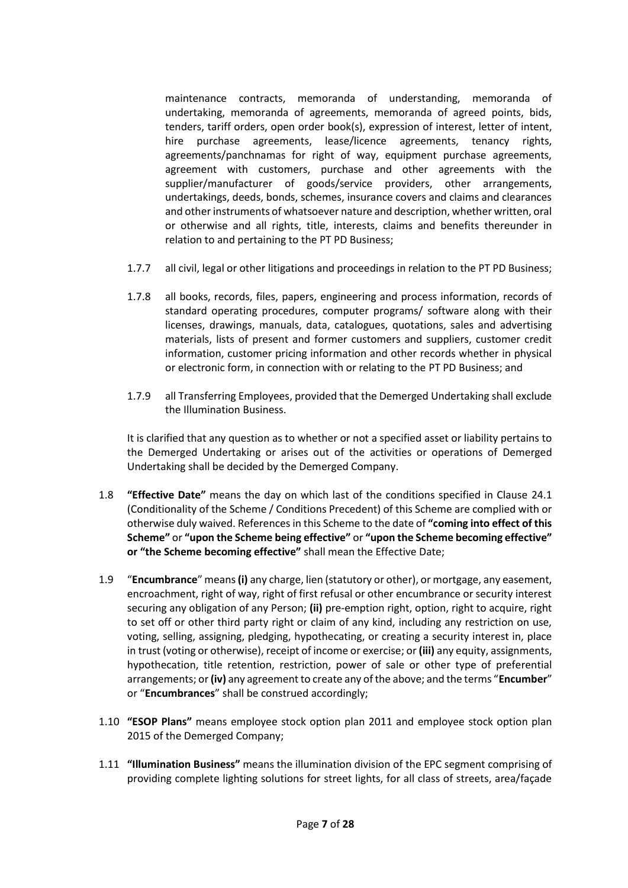maintenance contracts, memoranda of understanding, memoranda of undertaking, memoranda of agreements, memoranda of agreed points, bids, tenders, tariff orders, open order book(s), expression of interest, letter of intent, hire purchase agreements, lease/licence agreements, tenancy rights, agreements/panchnamas for right of way, equipment purchase agreements, agreement with customers, purchase and other agreements with the supplier/manufacturer of goods/service providers, other arrangements, undertakings, deeds, bonds, schemes, insurance covers and claims and clearances and other instruments of whatsoever nature and description, whether written, oral or otherwise and all rights, title, interests, claims and benefits thereunder in relation to and pertaining to the PT PD Business;

1.7.7 all civil, legal or other litigations and proceedings in relation to the PT PD Business;

1.7.8 all books, records, files, papers, engineering and process information, records of standard operating procedures, computer programs/ software along with their licenses, drawings, manuals, data, catalogues, quotations, sales and advertising materials, lists of present and former customers and suppliers, customer credit information, customer pricing information and other records whether in physical or electronic form, in connection with or relating to the PT PD Business; and

1.7.9 all Transferring Employees, provided that the Demerged Undertaking shall exclude the Illumination Business.

It is clarified that any question as to whether or not a specified asset or liability pertains to the Demerged Undertaking or arises out of the activities or operations of Demerged Undertaking shall be decided by the Demerged Company.

1.8 **"Effective Date"** means the day on which last of the conditions specified in Clause 24.1 (Conditionality of the Scheme / Conditions Precedent) of this Scheme are complied with or otherwise duly waived. References in this Scheme to the date of **"coming into effect of this Scheme"** or **"upon the Scheme being effective"** or **"upon the Scheme becoming effective" or "the Scheme becoming effective"** shall mean the Effective Date;

1.9 "**Encumbrance**" means **(i)** any charge, lien (statutory or other), or mortgage, any easement, encroachment, right of way, right of first refusal or other encumbrance or security interest securing any obligation of any Person; **(ii)** pre-emption right, option, right to acquire, right to set off or other third party right or claim of any kind, including any restriction on use, voting, selling, assigning, pledging, hypothecating, or creating a security interest in, place in trust (voting or otherwise), receipt of income or exercise; or **(iii)** any equity, assignments, hypothecation, title retention, restriction, power of sale or other type of preferential arrangements; or **(iv)** any agreement to create any of the above; and the terms "**Encumber**" or "**Encumbrances**" shall be construed accordingly;

1.10 **"ESOP Plans"** means employee stock option plan 2011 and employee stock option plan 2015 of the Demerged Company;

1.11 **"Illumination Business"** means the illumination division of the EPC segment comprising of providing complete lighting solutions for street lights, for all class of streets, area/façade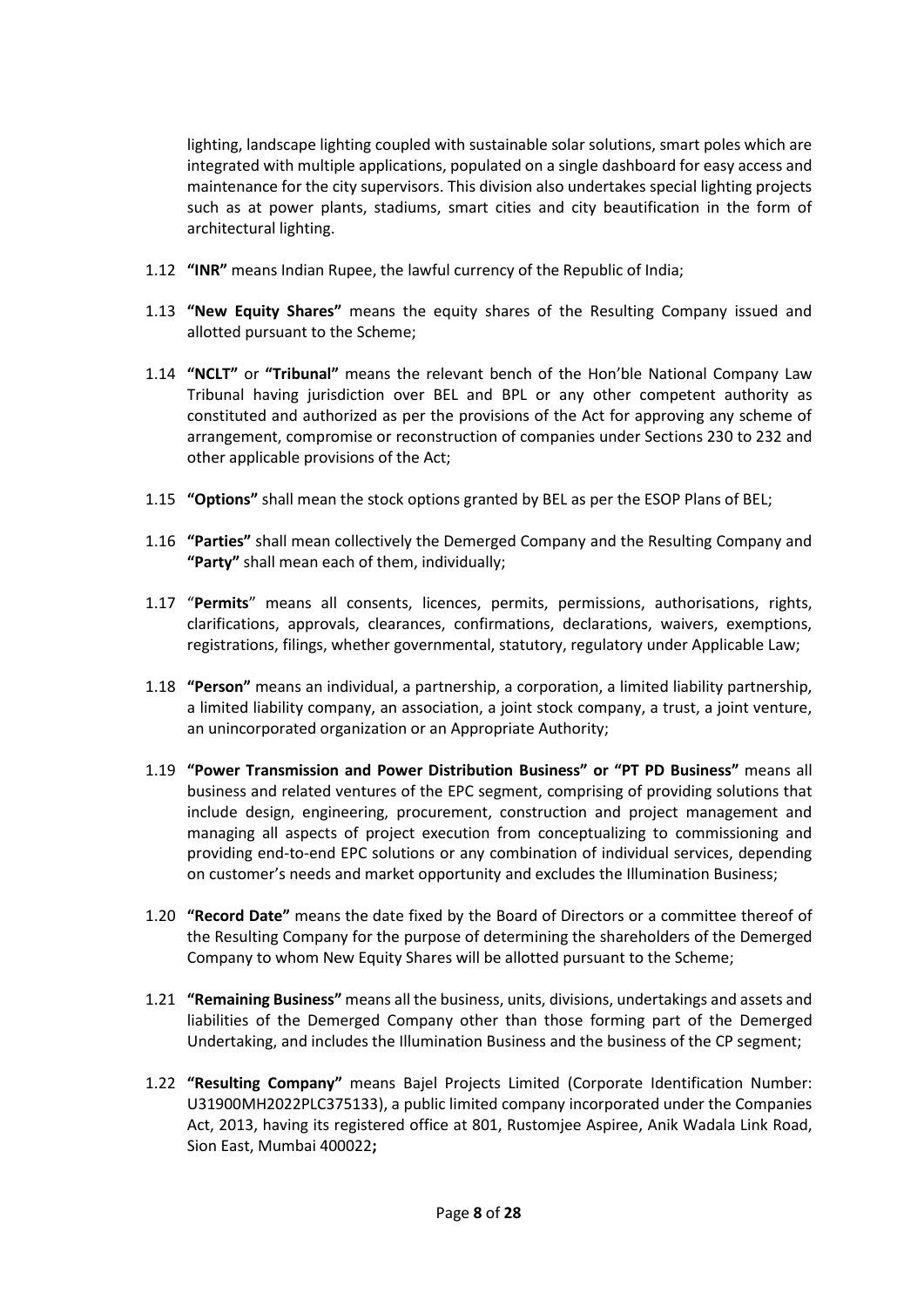lighting, landscape lighting coupled with sustainable solar solutions, smart poles which are integrated with multiple applications, populated on a single dashboard for easy access and maintenance for the city supervisors. This division also undertakes special lighting projects such as at power plants, stadiums, smart cities and city beautification in the form of architectural lighting.

1.12 **"INR"** means Indian Rupee, the lawful currency of the Republic of India;

1.13 **"New Equity Shares"** means the equity shares of the Resulting Company issued and allotted pursuant to the Scheme;

1.14 **"NCLT"** or **"Tribunal"** means the relevant bench of the Hon'ble National Company Law Tribunal having jurisdiction over BEL and BPL or any other competent authority as constituted and authorized as per the provisions of the Act for approving any scheme of arrangement, compromise or reconstruction of companies under Sections 230 to 232 and other applicable provisions of the Act;

1.15 **"Options"** shall mean the stock options granted by BEL as per the ESOP Plans of BEL;

1.16 **"Parties"** shall mean collectively the Demerged Company and the Resulting Company and **"Party"** shall mean each of them, individually;

1.17 "**Permits**" means all consents, licences, permits, permissions, authorisations, rights, clarifications, approvals, clearances, confirmations, declarations, waivers, exemptions, registrations, filings, whether governmental, statutory, regulatory under Applicable Law;

1.18 **"Person"** means an individual, a partnership, a corporation, a limited liability partnership, a limited liability company, an association, a joint stock company, a trust, a joint venture, an unincorporated organization or an Appropriate Authority;

1.19 **"Power Transmission and Power Distribution Business" or "PT PD Business"** means all business and related ventures of the EPC segment, comprising of providing solutions that include design, engineering, procurement, construction and project management and managing all aspects of project execution from conceptualizing to commissioning and providing end-to-end EPC solutions or any combination of individual services, depending on customer's needs and market opportunity and excludes the Illumination Business;

1.20 **"Record Date"** means the date fixed by the Board of Directors or a committee thereof of the Resulting Company for the purpose of determining the shareholders of the Demerged Company to whom New Equity Shares will be allotted pursuant to the Scheme;

1.21 **"Remaining Business"** means all the business, units, divisions, undertakings and assets and liabilities of the Demerged Company other than those forming part of the Demerged Undertaking, and includes the Illumination Business and the business of the CP segment;

1.22 **"Resulting Company"** means Bajel Projects Limited (Corporate Identification Number: U31900MH2022PLC375133), a public limited company incorporated under the Companies Act, 2013, having its registered office at 801, Rustomjee Aspiree, Anik Wadala Link Road, Sion East, Mumbai 400022**;**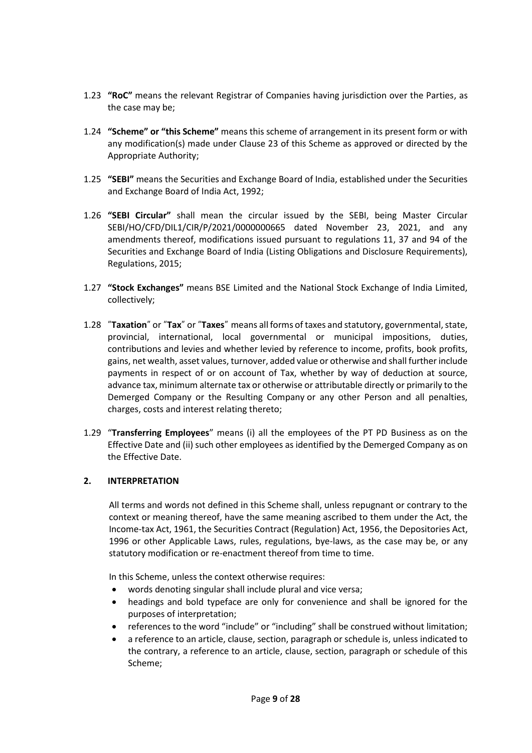1.23 **"RoC"** means the relevant Registrar of Companies having jurisdiction over the Parties, as the case may be;

1.24 **"Scheme" or "this Scheme"** means this scheme of arrangement in its present form or with any modification(s) made under Clause 23 of this Scheme as approved or directed by the Appropriate Authority;

1.25 **"SEBI"** means the Securities and Exchange Board of India, established under the Securities and Exchange Board of India Act, 1992;

1.26 **"SEBI Circular"** shall mean the circular issued by the SEBI, being Master Circular SEBI/HO/CFD/DIL1/CIR/P/2021/0000000665 dated November 23, 2021, and any amendments thereof, modifications issued pursuant to regulations 11, 37 and 94 of the Securities and Exchange Board of India (Listing Obligations and Disclosure Requirements), Regulations, 2015;

1.27 **"Stock Exchanges"** means BSE Limited and the National Stock Exchange of India Limited, collectively;

1.28 "**Taxation**" or "**Tax**" or "**Taxes**" means all forms of taxes and statutory, governmental, state, provincial, international, local governmental or municipal impositions, duties, contributions and levies and whether levied by reference to income, profits, book profits, gains, net wealth, asset values, turnover, added value or otherwise and shall further include payments in respect of or on account of Tax, whether by way of deduction at source, advance tax, minimum alternate tax or otherwise or attributable directly or primarily to the Demerged Company or the Resulting Company or any other Person and all penalties, charges, costs and interest relating thereto;

1.29 "**Transferring Employees**" means (i) all the employees of the PT PD Business as on the Effective Date and (ii) such other employees as identified by the Demerged Company as on the Effective Date.

## 2. INTERPRETATION

All terms and words not defined in this Scheme shall, unless repugnant or contrary to the context or meaning thereof, have the same meaning ascribed to them under the Act, the Income-tax Act, 1961, the Securities Contract (Regulation) Act, 1956, the Depositories Act, 1996 or other Applicable Laws, rules, regulations, bye-laws, as the case may be, or any statutory modification or re-enactment thereof from time to time.

In this Scheme, unless the context otherwise requires:

- words denoting singular shall include plural and vice versa;
- headings and bold typeface are only for convenience and shall be ignored for the purposes of interpretation;
- references to the word "include" or "including" shall be construed without limitation;
- a reference to an article, clause, section, paragraph or schedule is, unless indicated to the contrary, a reference to an article, clause, section, paragraph or schedule of this Scheme;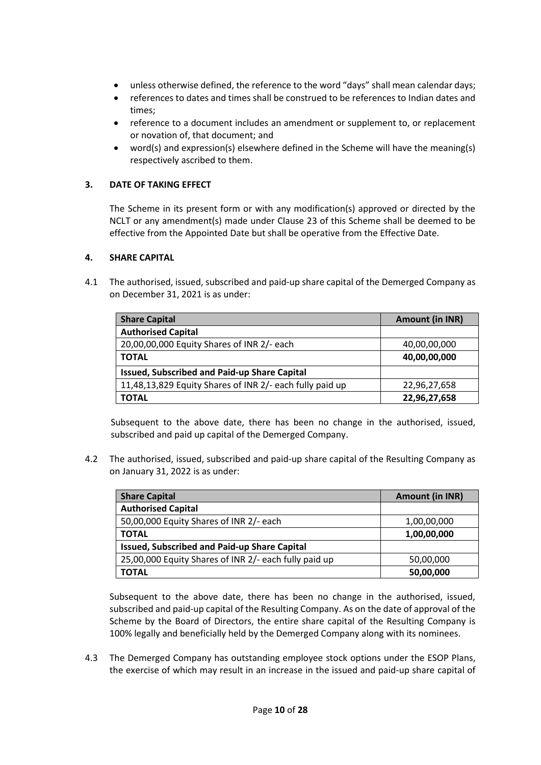- unless otherwise defined, the reference to the word "days" shall mean calendar days;
- references to dates and times shall be construed to be references to Indian dates and times;
- reference to a document includes an amendment or supplement to, or replacement or novation of, that document; and
- word(s) and expression(s) elsewhere defined in the Scheme will have the meaning(s) respectively ascribed to them.

## 3. DATE OF TAKING EFFECT

The Scheme in its present form or with any modification(s) approved or directed by the NCLT or any amendment(s) made under Clause 23 of this Scheme shall be deemed to be effective from the Appointed Date but shall be operative from the Effective Date.

## 4. SHARE CAPITAL

4.1 The authorised, issued, subscribed and paid-up share capital of the Demerged Company as on December 31, 2021 is as under:

| Share Capital | Amount (in INR) |
|---|---|
| **Authorised Capital** | |
| 20,00,00,000 Equity Shares of INR 2/- each | 40,00,00,000 |
| **TOTAL** | **40,00,00,000** |
| **Issued, Subscribed and Paid-up Share Capital** | |
| 11,48,13,829 Equity Shares of INR 2/- each fully paid up | 22,96,27,658 |
| **TOTAL** | **22,96,27,658** |

Subsequent to the above date, there has been no change in the authorised, issued, subscribed and paid up capital of the Demerged Company.

4.2 The authorised, issued, subscribed and paid-up share capital of the Resulting Company as on January 31, 2022 is as under:

| Share Capital | Amount (in INR) |
|---|---|
| **Authorised Capital** | |
| 50,00,000 Equity Shares of INR 2/- each | 1,00,00,000 |
| **TOTAL** | **1,00,00,000** |
| **Issued, Subscribed and Paid-up Share Capital** | |
| 25,00,000 Equity Shares of INR 2/- each fully paid up | 50,00,000 |
| **TOTAL** | **50,00,000** |

Subsequent to the above date, there has been no change in the authorised, issued, subscribed and paid-up capital of the Resulting Company. As on the date of approval of the Scheme by the Board of Directors, the entire share capital of the Resulting Company is 100% legally and beneficially held by the Demerged Company along with its nominees.

4.3 The Demerged Company has outstanding employee stock options under the ESOP Plans, the exercise of which may result in an increase in the issued and paid-up share capital of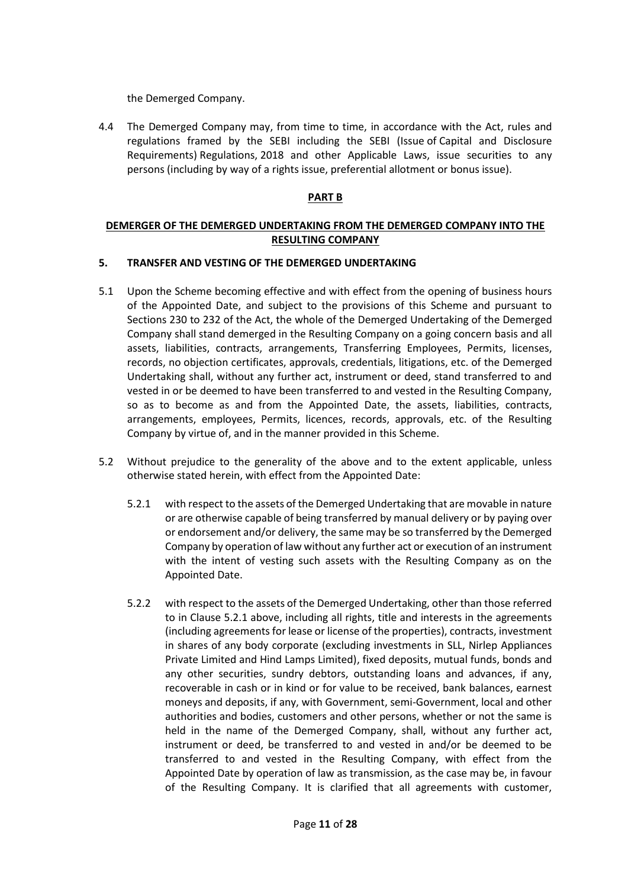the Demerged Company.

4.4 The Demerged Company may, from time to time, in accordance with the Act, rules and regulations framed by the SEBI including the SEBI (Issue of Capital and Disclosure Requirements) Regulations, 2018 and other Applicable Laws, issue securities to any persons (including by way of a rights issue, preferential allotment or bonus issue).

**PART B**

**DEMERGER OF THE DEMERGED UNDERTAKING FROM THE DEMERGED COMPANY INTO THE RESULTING COMPANY**

**5. TRANSFER AND VESTING OF THE DEMERGED UNDERTAKING**

5.1 Upon the Scheme becoming effective and with effect from the opening of business hours of the Appointed Date, and subject to the provisions of this Scheme and pursuant to Sections 230 to 232 of the Act, the whole of the Demerged Undertaking of the Demerged Company shall stand demerged in the Resulting Company on a going concern basis and all assets, liabilities, contracts, arrangements, Transferring Employees, Permits, licenses, records, no objection certificates, approvals, credentials, litigations, etc. of the Demerged Undertaking shall, without any further act, instrument or deed, stand transferred to and vested in or be deemed to have been transferred to and vested in the Resulting Company, so as to become as and from the Appointed Date, the assets, liabilities, contracts, arrangements, employees, Permits, licences, records, approvals, etc. of the Resulting Company by virtue of, and in the manner provided in this Scheme.

5.2 Without prejudice to the generality of the above and to the extent applicable, unless otherwise stated herein, with effect from the Appointed Date:

5.2.1 with respect to the assets of the Demerged Undertaking that are movable in nature or are otherwise capable of being transferred by manual delivery or by paying over or endorsement and/or delivery, the same may be so transferred by the Demerged Company by operation of law without any further act or execution of an instrument with the intent of vesting such assets with the Resulting Company as on the Appointed Date.

5.2.2 with respect to the assets of the Demerged Undertaking, other than those referred to in Clause 5.2.1 above, including all rights, title and interests in the agreements (including agreements for lease or license of the properties), contracts, investment in shares of any body corporate (excluding investments in SLL, Nirlep Appliances Private Limited and Hind Lamps Limited), fixed deposits, mutual funds, bonds and any other securities, sundry debtors, outstanding loans and advances, if any, recoverable in cash or in kind or for value to be received, bank balances, earnest moneys and deposits, if any, with Government, semi-Government, local and other authorities and bodies, customers and other persons, whether or not the same is held in the name of the Demerged Company, shall, without any further act, instrument or deed, be transferred to and vested in and/or be deemed to be transferred to and vested in the Resulting Company, with effect from the Appointed Date by operation of law as transmission, as the case may be, in favour of the Resulting Company. It is clarified that all agreements with customer,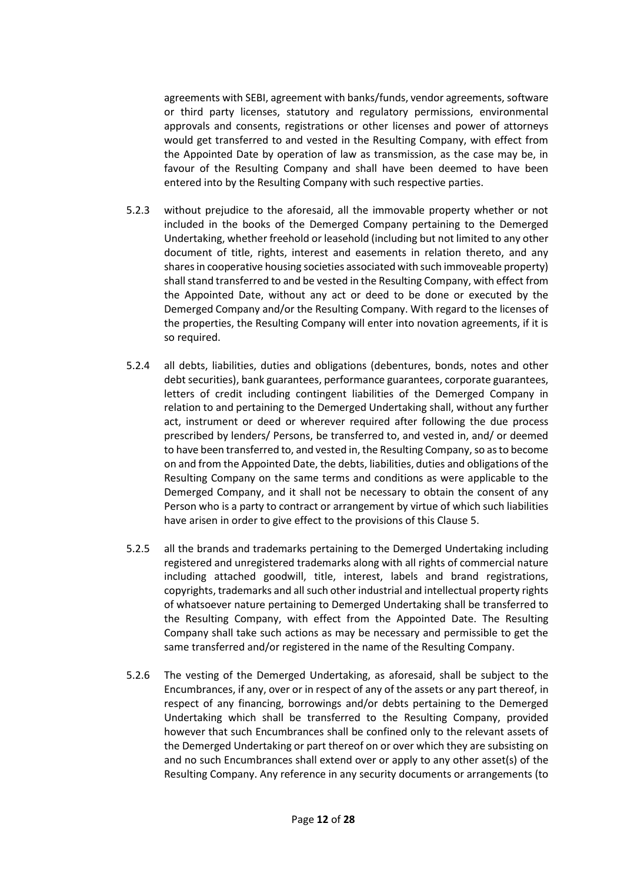agreements with SEBI, agreement with banks/funds, vendor agreements, software or third party licenses, statutory and regulatory permissions, environmental approvals and consents, registrations or other licenses and power of attorneys would get transferred to and vested in the Resulting Company, with effect from the Appointed Date by operation of law as transmission, as the case may be, in favour of the Resulting Company and shall have been deemed to have been entered into by the Resulting Company with such respective parties.

5.2.3 without prejudice to the aforesaid, all the immovable property whether or not included in the books of the Demerged Company pertaining to the Demerged Undertaking, whether freehold or leasehold (including but not limited to any other document of title, rights, interest and easements in relation thereto, and any shares in cooperative housing societies associated with such immoveable property) shall stand transferred to and be vested in the Resulting Company, with effect from the Appointed Date, without any act or deed to be done or executed by the Demerged Company and/or the Resulting Company. With regard to the licenses of the properties, the Resulting Company will enter into novation agreements, if it is so required.

5.2.4 all debts, liabilities, duties and obligations (debentures, bonds, notes and other debt securities), bank guarantees, performance guarantees, corporate guarantees, letters of credit including contingent liabilities of the Demerged Company in relation to and pertaining to the Demerged Undertaking shall, without any further act, instrument or deed or wherever required after following the due process prescribed by lenders/ Persons, be transferred to, and vested in, and/ or deemed to have been transferred to, and vested in, the Resulting Company, so as to become on and from the Appointed Date, the debts, liabilities, duties and obligations of the Resulting Company on the same terms and conditions as were applicable to the Demerged Company, and it shall not be necessary to obtain the consent of any Person who is a party to contract or arrangement by virtue of which such liabilities have arisen in order to give effect to the provisions of this Clause 5.

5.2.5 all the brands and trademarks pertaining to the Demerged Undertaking including registered and unregistered trademarks along with all rights of commercial nature including attached goodwill, title, interest, labels and brand registrations, copyrights, trademarks and all such other industrial and intellectual property rights of whatsoever nature pertaining to Demerged Undertaking shall be transferred to the Resulting Company, with effect from the Appointed Date. The Resulting Company shall take such actions as may be necessary and permissible to get the same transferred and/or registered in the name of the Resulting Company.

5.2.6 The vesting of the Demerged Undertaking, as aforesaid, shall be subject to the Encumbrances, if any, over or in respect of any of the assets or any part thereof, in respect of any financing, borrowings and/or debts pertaining to the Demerged Undertaking which shall be transferred to the Resulting Company, provided however that such Encumbrances shall be confined only to the relevant assets of the Demerged Undertaking or part thereof on or over which they are subsisting on and no such Encumbrances shall extend over or apply to any other asset(s) of the Resulting Company. Any reference in any security documents or arrangements (to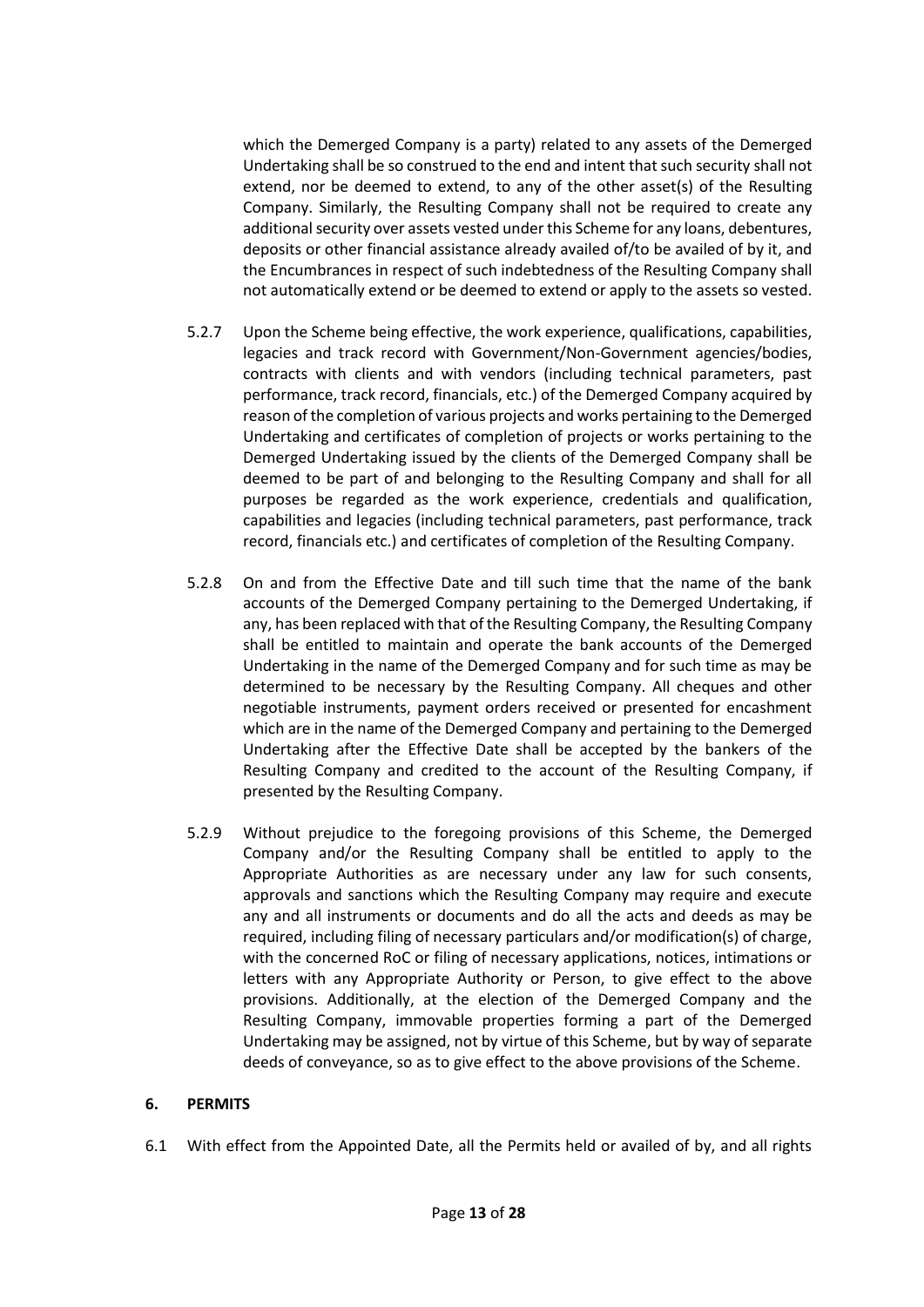which the Demerged Company is a party) related to any assets of the Demerged Undertaking shall be so construed to the end and intent that such security shall not extend, nor be deemed to extend, to any of the other asset(s) of the Resulting Company. Similarly, the Resulting Company shall not be required to create any additional security over assets vested under this Scheme for any loans, debentures, deposits or other financial assistance already availed of/to be availed of by it, and the Encumbrances in respect of such indebtedness of the Resulting Company shall not automatically extend or be deemed to extend or apply to the assets so vested.

5.2.7 Upon the Scheme being effective, the work experience, qualifications, capabilities, legacies and track record with Government/Non-Government agencies/bodies, contracts with clients and with vendors (including technical parameters, past performance, track record, financials, etc.) of the Demerged Company acquired by reason of the completion of various projects and works pertaining to the Demerged Undertaking and certificates of completion of projects or works pertaining to the Demerged Undertaking issued by the clients of the Demerged Company shall be deemed to be part of and belonging to the Resulting Company and shall for all purposes be regarded as the work experience, credentials and qualification, capabilities and legacies (including technical parameters, past performance, track record, financials etc.) and certificates of completion of the Resulting Company.

5.2.8 On and from the Effective Date and till such time that the name of the bank accounts of the Demerged Company pertaining to the Demerged Undertaking, if any, has been replaced with that of the Resulting Company, the Resulting Company shall be entitled to maintain and operate the bank accounts of the Demerged Undertaking in the name of the Demerged Company and for such time as may be determined to be necessary by the Resulting Company. All cheques and other negotiable instruments, payment orders received or presented for encashment which are in the name of the Demerged Company and pertaining to the Demerged Undertaking after the Effective Date shall be accepted by the bankers of the Resulting Company and credited to the account of the Resulting Company, if presented by the Resulting Company.

5.2.9 Without prejudice to the foregoing provisions of this Scheme, the Demerged Company and/or the Resulting Company shall be entitled to apply to the Appropriate Authorities as are necessary under any law for such consents, approvals and sanctions which the Resulting Company may require and execute any and all instruments or documents and do all the acts and deeds as may be required, including filing of necessary particulars and/or modification(s) of charge, with the concerned RoC or filing of necessary applications, notices, intimations or letters with any Appropriate Authority or Person, to give effect to the above provisions. Additionally, at the election of the Demerged Company and the Resulting Company, immovable properties forming a part of the Demerged Undertaking may be assigned, not by virtue of this Scheme, but by way of separate deeds of conveyance, so as to give effect to the above provisions of the Scheme.

## 6. PERMITS

6.1 With effect from the Appointed Date, all the Permits held or availed of by, and all rights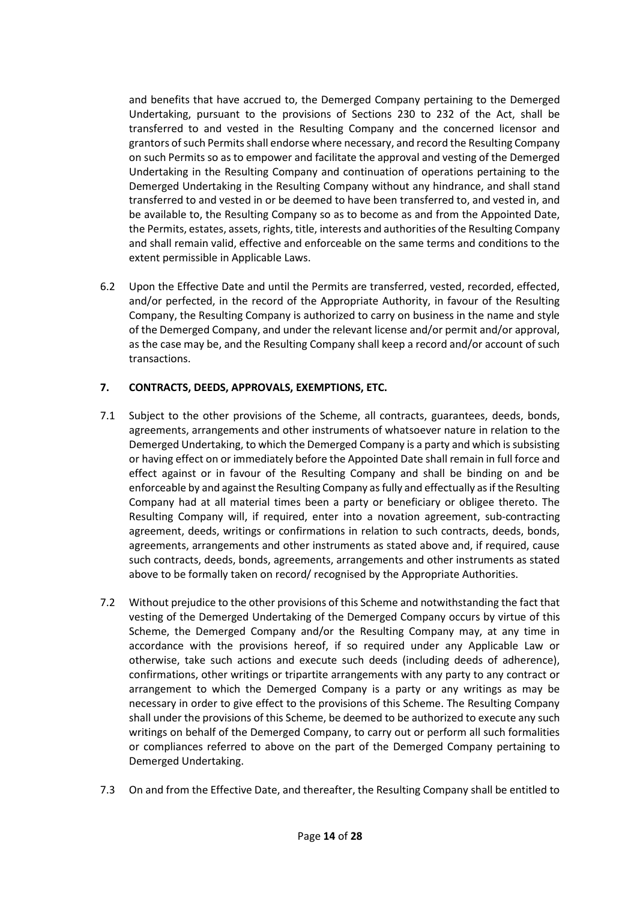and benefits that have accrued to, the Demerged Company pertaining to the Demerged Undertaking, pursuant to the provisions of Sections 230 to 232 of the Act, shall be transferred to and vested in the Resulting Company and the concerned licensor and grantors of such Permits shall endorse where necessary, and record the Resulting Company on such Permits so as to empower and facilitate the approval and vesting of the Demerged Undertaking in the Resulting Company and continuation of operations pertaining to the Demerged Undertaking in the Resulting Company without any hindrance, and shall stand transferred to and vested in or be deemed to have been transferred to, and vested in, and be available to, the Resulting Company so as to become as and from the Appointed Date, the Permits, estates, assets, rights, title, interests and authorities of the Resulting Company and shall remain valid, effective and enforceable on the same terms and conditions to the extent permissible in Applicable Laws.

6.2 Upon the Effective Date and until the Permits are transferred, vested, recorded, effected, and/or perfected, in the record of the Appropriate Authority, in favour of the Resulting Company, the Resulting Company is authorized to carry on business in the name and style of the Demerged Company, and under the relevant license and/or permit and/or approval, as the case may be, and the Resulting Company shall keep a record and/or account of such transactions.

## 7. CONTRACTS, DEEDS, APPROVALS, EXEMPTIONS, ETC.

7.1 Subject to the other provisions of the Scheme, all contracts, guarantees, deeds, bonds, agreements, arrangements and other instruments of whatsoever nature in relation to the Demerged Undertaking, to which the Demerged Company is a party and which is subsisting or having effect on or immediately before the Appointed Date shall remain in full force and effect against or in favour of the Resulting Company and shall be binding on and be enforceable by and against the Resulting Company as fully and effectually as if the Resulting Company had at all material times been a party or beneficiary or obligee thereto. The Resulting Company will, if required, enter into a novation agreement, sub-contracting agreement, deeds, writings or confirmations in relation to such contracts, deeds, bonds, agreements, arrangements and other instruments as stated above and, if required, cause such contracts, deeds, bonds, agreements, arrangements and other instruments as stated above to be formally taken on record/ recognised by the Appropriate Authorities.

7.2 Without prejudice to the other provisions of this Scheme and notwithstanding the fact that vesting of the Demerged Undertaking of the Demerged Company occurs by virtue of this Scheme, the Demerged Company and/or the Resulting Company may, at any time in accordance with the provisions hereof, if so required under any Applicable Law or otherwise, take such actions and execute such deeds (including deeds of adherence), confirmations, other writings or tripartite arrangements with any party to any contract or arrangement to which the Demerged Company is a party or any writings as may be necessary in order to give effect to the provisions of this Scheme. The Resulting Company shall under the provisions of this Scheme, be deemed to be authorized to execute any such writings on behalf of the Demerged Company, to carry out or perform all such formalities or compliances referred to above on the part of the Demerged Company pertaining to Demerged Undertaking.

7.3 On and from the Effective Date, and thereafter, the Resulting Company shall be entitled to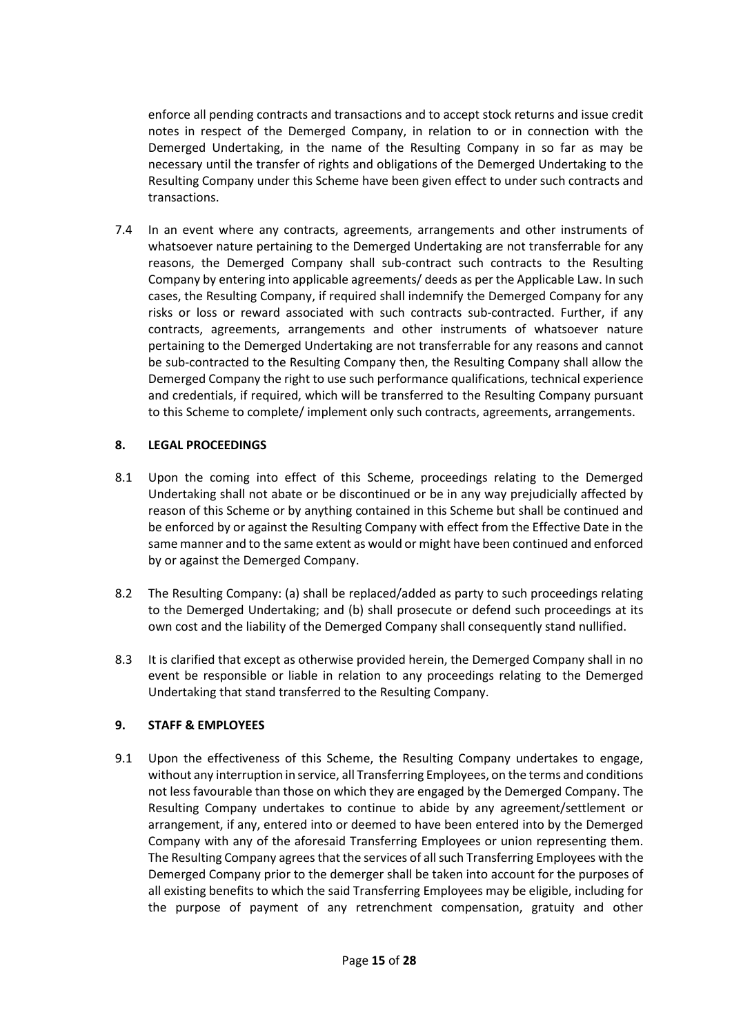enforce all pending contracts and transactions and to accept stock returns and issue credit notes in respect of the Demerged Company, in relation to or in connection with the Demerged Undertaking, in the name of the Resulting Company in so far as may be necessary until the transfer of rights and obligations of the Demerged Undertaking to the Resulting Company under this Scheme have been given effect to under such contracts and transactions.

7.4 In an event where any contracts, agreements, arrangements and other instruments of whatsoever nature pertaining to the Demerged Undertaking are not transferrable for any reasons, the Demerged Company shall sub-contract such contracts to the Resulting Company by entering into applicable agreements/ deeds as per the Applicable Law. In such cases, the Resulting Company, if required shall indemnify the Demerged Company for any risks or loss or reward associated with such contracts sub-contracted. Further, if any contracts, agreements, arrangements and other instruments of whatsoever nature pertaining to the Demerged Undertaking are not transferrable for any reasons and cannot be sub-contracted to the Resulting Company then, the Resulting Company shall allow the Demerged Company the right to use such performance qualifications, technical experience and credentials, if required, which will be transferred to the Resulting Company pursuant to this Scheme to complete/ implement only such contracts, agreements, arrangements.

## 8. LEGAL PROCEEDINGS

8.1 Upon the coming into effect of this Scheme, proceedings relating to the Demerged Undertaking shall not abate or be discontinued or be in any way prejudicially affected by reason of this Scheme or by anything contained in this Scheme but shall be continued and be enforced by or against the Resulting Company with effect from the Effective Date in the same manner and to the same extent as would or might have been continued and enforced by or against the Demerged Company.

8.2 The Resulting Company: (a) shall be replaced/added as party to such proceedings relating to the Demerged Undertaking; and (b) shall prosecute or defend such proceedings at its own cost and the liability of the Demerged Company shall consequently stand nullified.

8.3 It is clarified that except as otherwise provided herein, the Demerged Company shall in no event be responsible or liable in relation to any proceedings relating to the Demerged Undertaking that stand transferred to the Resulting Company.

## 9. STAFF & EMPLOYEES

9.1 Upon the effectiveness of this Scheme, the Resulting Company undertakes to engage, without any interruption in service, all Transferring Employees, on the terms and conditions not less favourable than those on which they are engaged by the Demerged Company. The Resulting Company undertakes to continue to abide by any agreement/settlement or arrangement, if any, entered into or deemed to have been entered into by the Demerged Company with any of the aforesaid Transferring Employees or union representing them. The Resulting Company agrees that the services of all such Transferring Employees with the Demerged Company prior to the demerger shall be taken into account for the purposes of all existing benefits to which the said Transferring Employees may be eligible, including for the purpose of payment of any retrenchment compensation, gratuity and other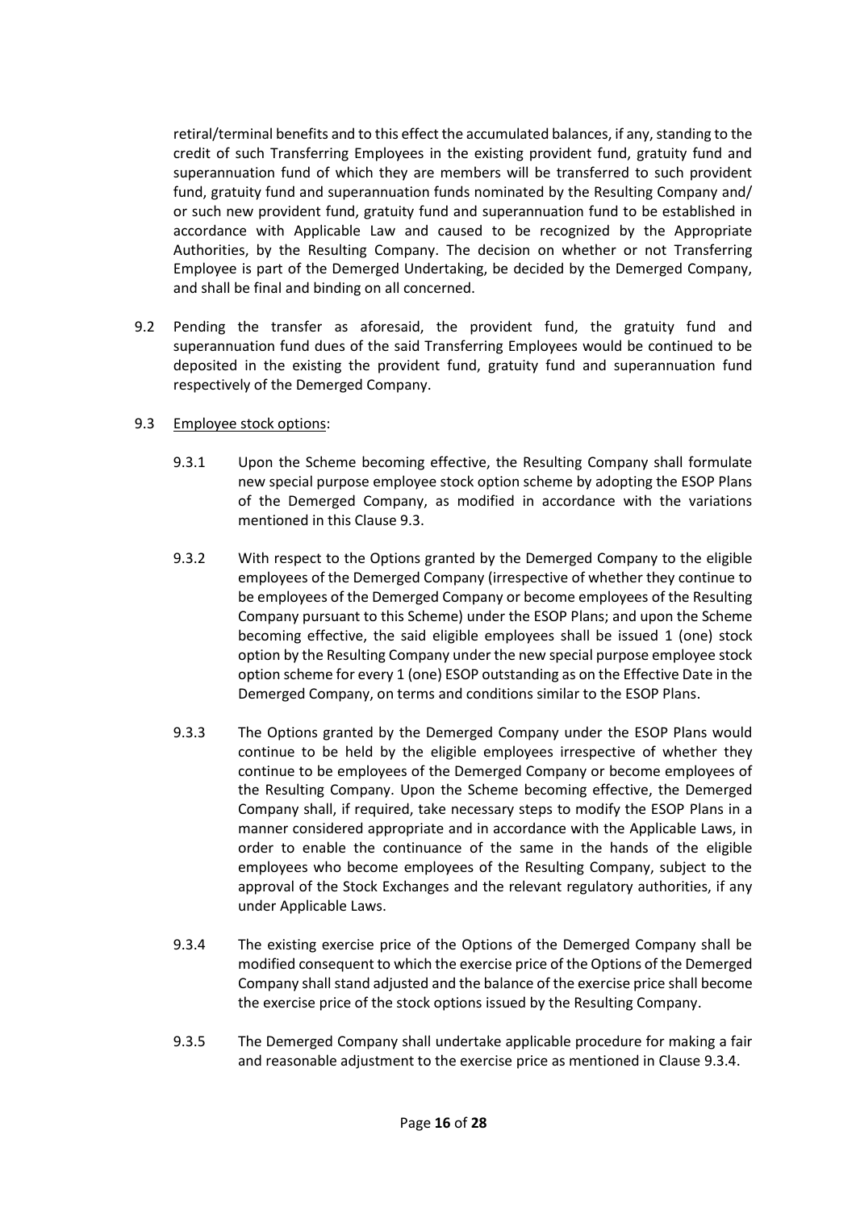retiral/terminal benefits and to this effect the accumulated balances, if any, standing to the credit of such Transferring Employees in the existing provident fund, gratuity fund and superannuation fund of which they are members will be transferred to such provident fund, gratuity fund and superannuation funds nominated by the Resulting Company and/ or such new provident fund, gratuity fund and superannuation fund to be established in accordance with Applicable Law and caused to be recognized by the Appropriate Authorities, by the Resulting Company. The decision on whether or not Transferring Employee is part of the Demerged Undertaking, be decided by the Demerged Company, and shall be final and binding on all concerned.

9.2 Pending the transfer as aforesaid, the provident fund, the gratuity fund and superannuation fund dues of the said Transferring Employees would be continued to be deposited in the existing the provident fund, gratuity fund and superannuation fund respectively of the Demerged Company.

9.3 Employee stock options:

9.3.1 Upon the Scheme becoming effective, the Resulting Company shall formulate new special purpose employee stock option scheme by adopting the ESOP Plans of the Demerged Company, as modified in accordance with the variations mentioned in this Clause 9.3.

9.3.2 With respect to the Options granted by the Demerged Company to the eligible employees of the Demerged Company (irrespective of whether they continue to be employees of the Demerged Company or become employees of the Resulting Company pursuant to this Scheme) under the ESOP Plans; and upon the Scheme becoming effective, the said eligible employees shall be issued 1 (one) stock option by the Resulting Company under the new special purpose employee stock option scheme for every 1 (one) ESOP outstanding as on the Effective Date in the Demerged Company, on terms and conditions similar to the ESOP Plans.

9.3.3 The Options granted by the Demerged Company under the ESOP Plans would continue to be held by the eligible employees irrespective of whether they continue to be employees of the Demerged Company or become employees of the Resulting Company. Upon the Scheme becoming effective, the Demerged Company shall, if required, take necessary steps to modify the ESOP Plans in a manner considered appropriate and in accordance with the Applicable Laws, in order to enable the continuance of the same in the hands of the eligible employees who become employees of the Resulting Company, subject to the approval of the Stock Exchanges and the relevant regulatory authorities, if any under Applicable Laws.

9.3.4 The existing exercise price of the Options of the Demerged Company shall be modified consequent to which the exercise price of the Options of the Demerged Company shall stand adjusted and the balance of the exercise price shall become the exercise price of the stock options issued by the Resulting Company.

9.3.5 The Demerged Company shall undertake applicable procedure for making a fair and reasonable adjustment to the exercise price as mentioned in Clause 9.3.4.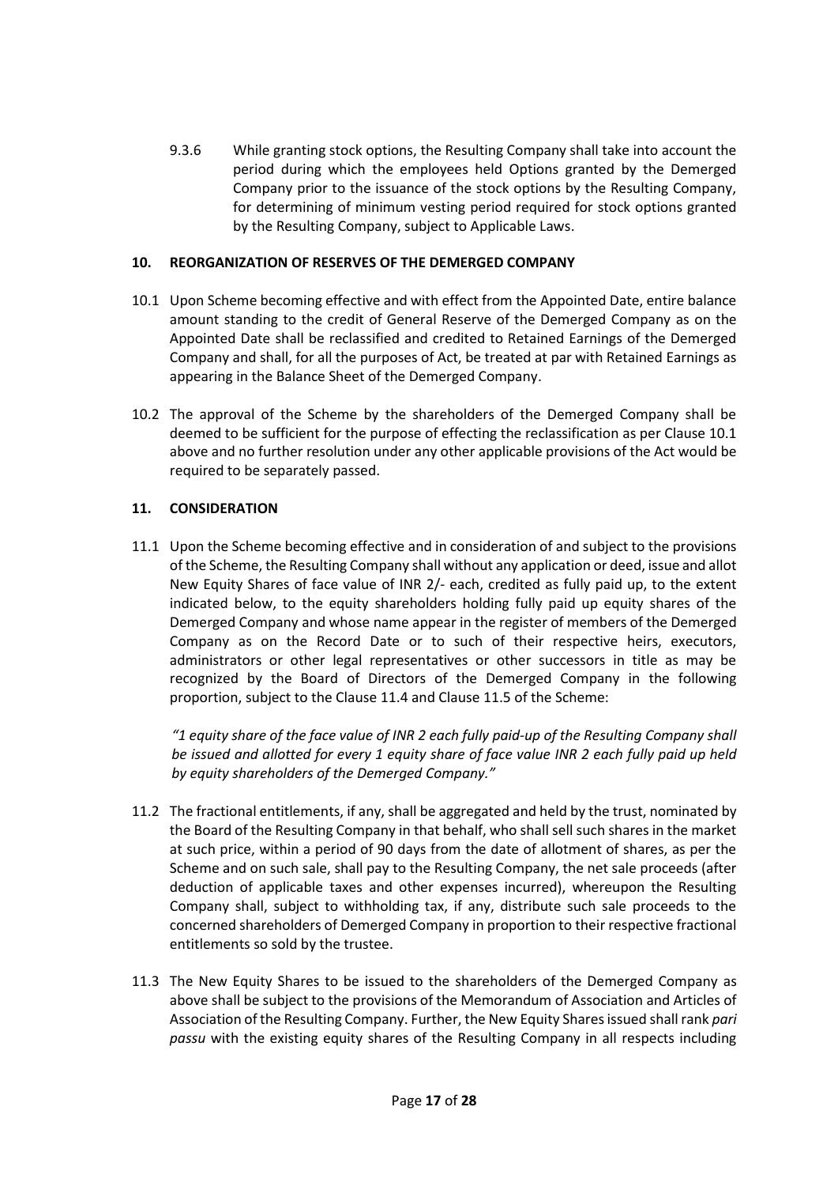9.3.6 While granting stock options, the Resulting Company shall take into account the period during which the employees held Options granted by the Demerged Company prior to the issuance of the stock options by the Resulting Company, for determining of minimum vesting period required for stock options granted by the Resulting Company, subject to Applicable Laws.

## 10. REORGANIZATION OF RESERVES OF THE DEMERGED COMPANY

10.1 Upon Scheme becoming effective and with effect from the Appointed Date, entire balance amount standing to the credit of General Reserve of the Demerged Company as on the Appointed Date shall be reclassified and credited to Retained Earnings of the Demerged Company and shall, for all the purposes of Act, be treated at par with Retained Earnings as appearing in the Balance Sheet of the Demerged Company.

10.2 The approval of the Scheme by the shareholders of the Demerged Company shall be deemed to be sufficient for the purpose of effecting the reclassification as per Clause 10.1 above and no further resolution under any other applicable provisions of the Act would be required to be separately passed.

## 11. CONSIDERATION

11.1 Upon the Scheme becoming effective and in consideration of and subject to the provisions of the Scheme, the Resulting Company shall without any application or deed, issue and allot New Equity Shares of face value of INR 2/- each, credited as fully paid up, to the extent indicated below, to the equity shareholders holding fully paid up equity shares of the Demerged Company and whose name appear in the register of members of the Demerged Company as on the Record Date or to such of their respective heirs, executors, administrators or other legal representatives or other successors in title as may be recognized by the Board of Directors of the Demerged Company in the following proportion, subject to the Clause 11.4 and Clause 11.5 of the Scheme:

*"1 equity share of the face value of INR 2 each fully paid-up of the Resulting Company shall be issued and allotted for every 1 equity share of face value INR 2 each fully paid up held by equity shareholders of the Demerged Company."*

11.2 The fractional entitlements, if any, shall be aggregated and held by the trust, nominated by the Board of the Resulting Company in that behalf, who shall sell such shares in the market at such price, within a period of 90 days from the date of allotment of shares, as per the Scheme and on such sale, shall pay to the Resulting Company, the net sale proceeds (after deduction of applicable taxes and other expenses incurred), whereupon the Resulting Company shall, subject to withholding tax, if any, distribute such sale proceeds to the concerned shareholders of Demerged Company in proportion to their respective fractional entitlements so sold by the trustee.

11.3 The New Equity Shares to be issued to the shareholders of the Demerged Company as above shall be subject to the provisions of the Memorandum of Association and Articles of Association of the Resulting Company. Further, the New Equity Shares issued shall rank *pari passu* with the existing equity shares of the Resulting Company in all respects including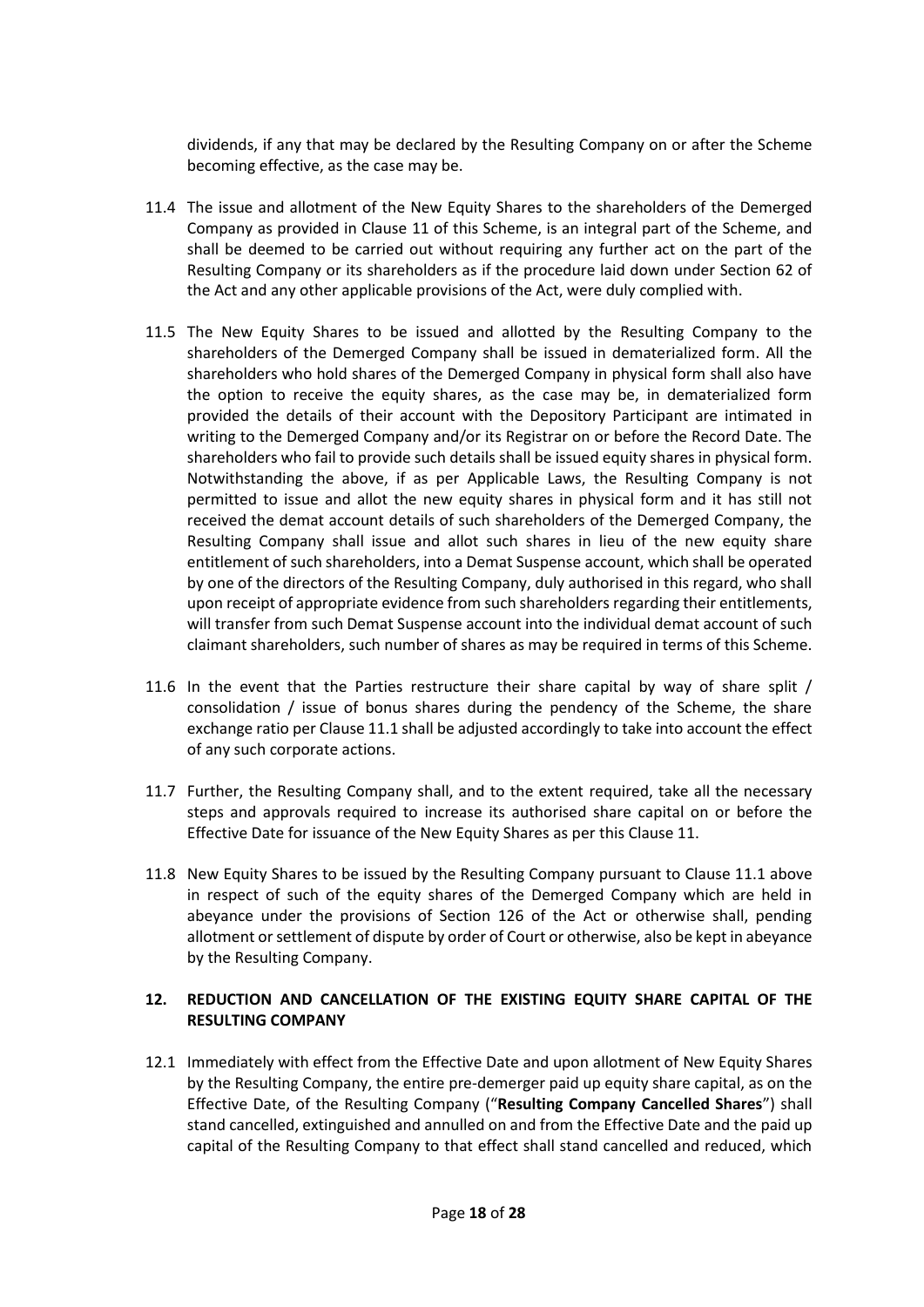dividends, if any that may be declared by the Resulting Company on or after the Scheme becoming effective, as the case may be.

11.4 The issue and allotment of the New Equity Shares to the shareholders of the Demerged Company as provided in Clause 11 of this Scheme, is an integral part of the Scheme, and shall be deemed to be carried out without requiring any further act on the part of the Resulting Company or its shareholders as if the procedure laid down under Section 62 of the Act and any other applicable provisions of the Act, were duly complied with.

11.5 The New Equity Shares to be issued and allotted by the Resulting Company to the shareholders of the Demerged Company shall be issued in dematerialized form. All the shareholders who hold shares of the Demerged Company in physical form shall also have the option to receive the equity shares, as the case may be, in dematerialized form provided the details of their account with the Depository Participant are intimated in writing to the Demerged Company and/or its Registrar on or before the Record Date. The shareholders who fail to provide such details shall be issued equity shares in physical form. Notwithstanding the above, if as per Applicable Laws, the Resulting Company is not permitted to issue and allot the new equity shares in physical form and it has still not received the demat account details of such shareholders of the Demerged Company, the Resulting Company shall issue and allot such shares in lieu of the new equity share entitlement of such shareholders, into a Demat Suspense account, which shall be operated by one of the directors of the Resulting Company, duly authorised in this regard, who shall upon receipt of appropriate evidence from such shareholders regarding their entitlements, will transfer from such Demat Suspense account into the individual demat account of such claimant shareholders, such number of shares as may be required in terms of this Scheme.

11.6 In the event that the Parties restructure their share capital by way of share split / consolidation / issue of bonus shares during the pendency of the Scheme, the share exchange ratio per Clause 11.1 shall be adjusted accordingly to take into account the effect of any such corporate actions.

11.7 Further, the Resulting Company shall, and to the extent required, take all the necessary steps and approvals required to increase its authorised share capital on or before the Effective Date for issuance of the New Equity Shares as per this Clause 11.

11.8 New Equity Shares to be issued by the Resulting Company pursuant to Clause 11.1 above in respect of such of the equity shares of the Demerged Company which are held in abeyance under the provisions of Section 126 of the Act or otherwise shall, pending allotment or settlement of dispute by order of Court or otherwise, also be kept in abeyance by the Resulting Company.

## 12. REDUCTION AND CANCELLATION OF THE EXISTING EQUITY SHARE CAPITAL OF THE RESULTING COMPANY

12.1 Immediately with effect from the Effective Date and upon allotment of New Equity Shares by the Resulting Company, the entire pre-demerger paid up equity share capital, as on the Effective Date, of the Resulting Company ("**Resulting Company Cancelled Shares**") shall stand cancelled, extinguished and annulled on and from the Effective Date and the paid up capital of the Resulting Company to that effect shall stand cancelled and reduced, which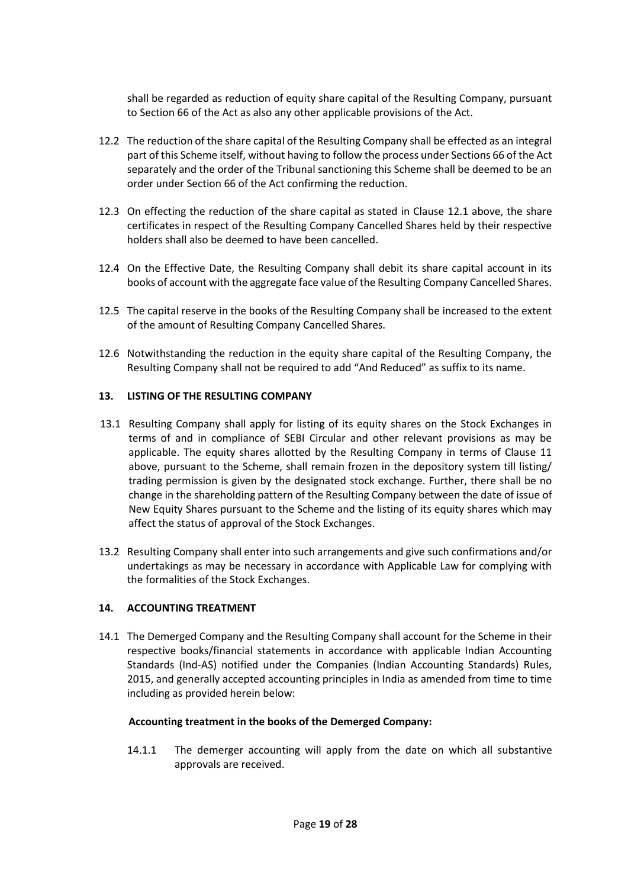shall be regarded as reduction of equity share capital of the Resulting Company, pursuant to Section 66 of the Act as also any other applicable provisions of the Act.

12.2 The reduction of the share capital of the Resulting Company shall be effected as an integral part of this Scheme itself, without having to follow the process under Sections 66 of the Act separately and the order of the Tribunal sanctioning this Scheme shall be deemed to be an order under Section 66 of the Act confirming the reduction.

12.3 On effecting the reduction of the share capital as stated in Clause 12.1 above, the share certificates in respect of the Resulting Company Cancelled Shares held by their respective holders shall also be deemed to have been cancelled.

12.4 On the Effective Date, the Resulting Company shall debit its share capital account in its books of account with the aggregate face value of the Resulting Company Cancelled Shares.

12.5 The capital reserve in the books of the Resulting Company shall be increased to the extent of the amount of Resulting Company Cancelled Shares.

12.6 Notwithstanding the reduction in the equity share capital of the Resulting Company, the Resulting Company shall not be required to add "And Reduced" as suffix to its name.

**13. LISTING OF THE RESULTING COMPANY**

13.1 Resulting Company shall apply for listing of its equity shares on the Stock Exchanges in terms of and in compliance of SEBI Circular and other relevant provisions as may be applicable. The equity shares allotted by the Resulting Company in terms of Clause 11 above, pursuant to the Scheme, shall remain frozen in the depository system till listing/ trading permission is given by the designated stock exchange. Further, there shall be no change in the shareholding pattern of the Resulting Company between the date of issue of New Equity Shares pursuant to the Scheme and the listing of its equity shares which may affect the status of approval of the Stock Exchanges.

13.2 Resulting Company shall enter into such arrangements and give such confirmations and/or undertakings as may be necessary in accordance with Applicable Law for complying with the formalities of the Stock Exchanges.

**14. ACCOUNTING TREATMENT**

14.1 The Demerged Company and the Resulting Company shall account for the Scheme in their respective books/financial statements in accordance with applicable Indian Accounting Standards (Ind-AS) notified under the Companies (Indian Accounting Standards) Rules, 2015, and generally accepted accounting principles in India as amended from time to time including as provided herein below:

**Accounting treatment in the books of the Demerged Company:**

14.1.1 The demerger accounting will apply from the date on which all substantive approvals are received.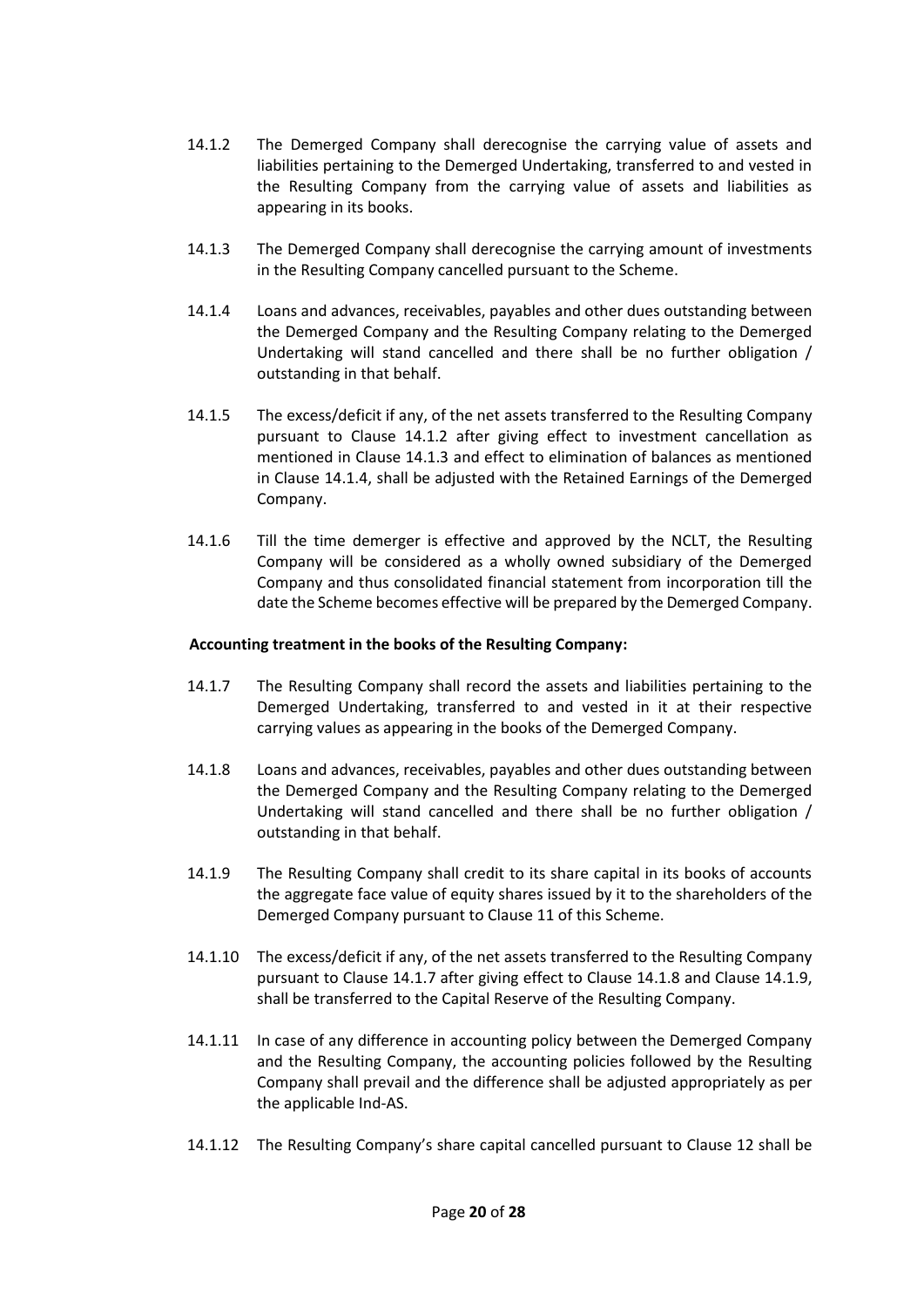14.1.2 The Demerged Company shall derecognise the carrying value of assets and liabilities pertaining to the Demerged Undertaking, transferred to and vested in the Resulting Company from the carrying value of assets and liabilities as appearing in its books.

14.1.3 The Demerged Company shall derecognise the carrying amount of investments in the Resulting Company cancelled pursuant to the Scheme.

14.1.4 Loans and advances, receivables, payables and other dues outstanding between the Demerged Company and the Resulting Company relating to the Demerged Undertaking will stand cancelled and there shall be no further obligation / outstanding in that behalf.

14.1.5 The excess/deficit if any, of the net assets transferred to the Resulting Company pursuant to Clause 14.1.2 after giving effect to investment cancellation as mentioned in Clause 14.1.3 and effect to elimination of balances as mentioned in Clause 14.1.4, shall be adjusted with the Retained Earnings of the Demerged Company.

14.1.6 Till the time demerger is effective and approved by the NCLT, the Resulting Company will be considered as a wholly owned subsidiary of the Demerged Company and thus consolidated financial statement from incorporation till the date the Scheme becomes effective will be prepared by the Demerged Company.

**Accounting treatment in the books of the Resulting Company:**

14.1.7 The Resulting Company shall record the assets and liabilities pertaining to the Demerged Undertaking, transferred to and vested in it at their respective carrying values as appearing in the books of the Demerged Company.

14.1.8 Loans and advances, receivables, payables and other dues outstanding between the Demerged Company and the Resulting Company relating to the Demerged Undertaking will stand cancelled and there shall be no further obligation / outstanding in that behalf.

14.1.9 The Resulting Company shall credit to its share capital in its books of accounts the aggregate face value of equity shares issued by it to the shareholders of the Demerged Company pursuant to Clause 11 of this Scheme.

14.1.10 The excess/deficit if any, of the net assets transferred to the Resulting Company pursuant to Clause 14.1.7 after giving effect to Clause 14.1.8 and Clause 14.1.9, shall be transferred to the Capital Reserve of the Resulting Company.

14.1.11 In case of any difference in accounting policy between the Demerged Company and the Resulting Company, the accounting policies followed by the Resulting Company shall prevail and the difference shall be adjusted appropriately as per the applicable Ind-AS.

14.1.12 The Resulting Company's share capital cancelled pursuant to Clause 12 shall be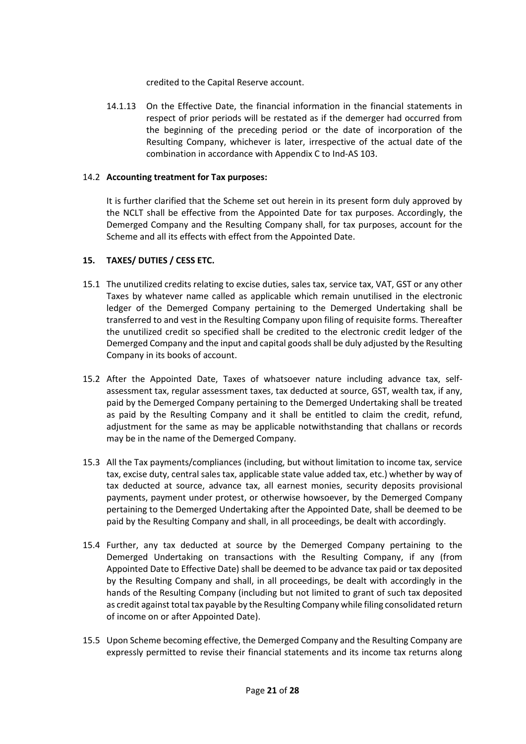credited to the Capital Reserve account.

14.1.13 On the Effective Date, the financial information in the financial statements in respect of prior periods will be restated as if the demerger had occurred from the beginning of the preceding period or the date of incorporation of the Resulting Company, whichever is later, irrespective of the actual date of the combination in accordance with Appendix C to Ind-AS 103.

14.2 **Accounting treatment for Tax purposes:**

It is further clarified that the Scheme set out herein in its present form duly approved by the NCLT shall be effective from the Appointed Date for tax purposes. Accordingly, the Demerged Company and the Resulting Company shall, for tax purposes, account for the Scheme and all its effects with effect from the Appointed Date.

**15. TAXES/ DUTIES / CESS ETC.**

15.1 The unutilized credits relating to excise duties, sales tax, service tax, VAT, GST or any other Taxes by whatever name called as applicable which remain unutilised in the electronic ledger of the Demerged Company pertaining to the Demerged Undertaking shall be transferred to and vest in the Resulting Company upon filing of requisite forms. Thereafter the unutilized credit so specified shall be credited to the electronic credit ledger of the Demerged Company and the input and capital goods shall be duly adjusted by the Resulting Company in its books of account.

15.2 After the Appointed Date, Taxes of whatsoever nature including advance tax, self-assessment tax, regular assessment taxes, tax deducted at source, GST, wealth tax, if any, paid by the Demerged Company pertaining to the Demerged Undertaking shall be treated as paid by the Resulting Company and it shall be entitled to claim the credit, refund, adjustment for the same as may be applicable notwithstanding that challans or records may be in the name of the Demerged Company.

15.3 All the Tax payments/compliances (including, but without limitation to income tax, service tax, excise duty, central sales tax, applicable state value added tax, etc.) whether by way of tax deducted at source, advance tax, all earnest monies, security deposits provisional payments, payment under protest, or otherwise howsoever, by the Demerged Company pertaining to the Demerged Undertaking after the Appointed Date, shall be deemed to be paid by the Resulting Company and shall, in all proceedings, be dealt with accordingly.

15.4 Further, any tax deducted at source by the Demerged Company pertaining to the Demerged Undertaking on transactions with the Resulting Company, if any (from Appointed Date to Effective Date) shall be deemed to be advance tax paid or tax deposited by the Resulting Company and shall, in all proceedings, be dealt with accordingly in the hands of the Resulting Company (including but not limited to grant of such tax deposited as credit against total tax payable by the Resulting Company while filing consolidated return of income on or after Appointed Date).

15.5 Upon Scheme becoming effective, the Demerged Company and the Resulting Company are expressly permitted to revise their financial statements and its income tax returns along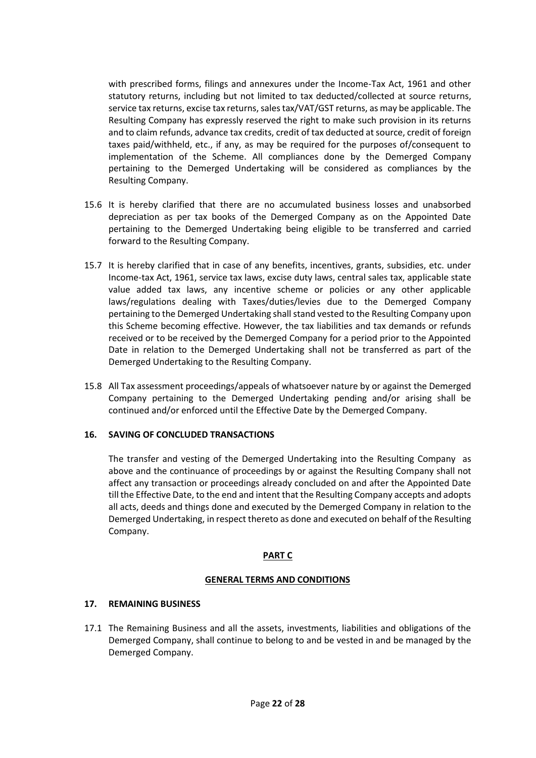with prescribed forms, filings and annexures under the Income-Tax Act, 1961 and other statutory returns, including but not limited to tax deducted/collected at source returns, service tax returns, excise tax returns, sales tax/VAT/GST returns, as may be applicable. The Resulting Company has expressly reserved the right to make such provision in its returns and to claim refunds, advance tax credits, credit of tax deducted at source, credit of foreign taxes paid/withheld, etc., if any, as may be required for the purposes of/consequent to implementation of the Scheme. All compliances done by the Demerged Company pertaining to the Demerged Undertaking will be considered as compliances by the Resulting Company.

15.6 It is hereby clarified that there are no accumulated business losses and unabsorbed depreciation as per tax books of the Demerged Company as on the Appointed Date pertaining to the Demerged Undertaking being eligible to be transferred and carried forward to the Resulting Company.

15.7 It is hereby clarified that in case of any benefits, incentives, grants, subsidies, etc. under Income-tax Act, 1961, service tax laws, excise duty laws, central sales tax, applicable state value added tax laws, any incentive scheme or policies or any other applicable laws/regulations dealing with Taxes/duties/levies due to the Demerged Company pertaining to the Demerged Undertaking shall stand vested to the Resulting Company upon this Scheme becoming effective. However, the tax liabilities and tax demands or refunds received or to be received by the Demerged Company for a period prior to the Appointed Date in relation to the Demerged Undertaking shall not be transferred as part of the Demerged Undertaking to the Resulting Company.

15.8 All Tax assessment proceedings/appeals of whatsoever nature by or against the Demerged Company pertaining to the Demerged Undertaking pending and/or arising shall be continued and/or enforced until the Effective Date by the Demerged Company.

**16. SAVING OF CONCLUDED TRANSACTIONS**

The transfer and vesting of the Demerged Undertaking into the Resulting Company as above and the continuance of proceedings by or against the Resulting Company shall not affect any transaction or proceedings already concluded on and after the Appointed Date till the Effective Date, to the end and intent that the Resulting Company accepts and adopts all acts, deeds and things done and executed by the Demerged Company in relation to the Demerged Undertaking, in respect thereto as done and executed on behalf of the Resulting Company.

## PART C

## GENERAL TERMS AND CONDITIONS

**17. REMAINING BUSINESS**

17.1 The Remaining Business and all the assets, investments, liabilities and obligations of the Demerged Company, shall continue to belong to and be vested in and be managed by the Demerged Company.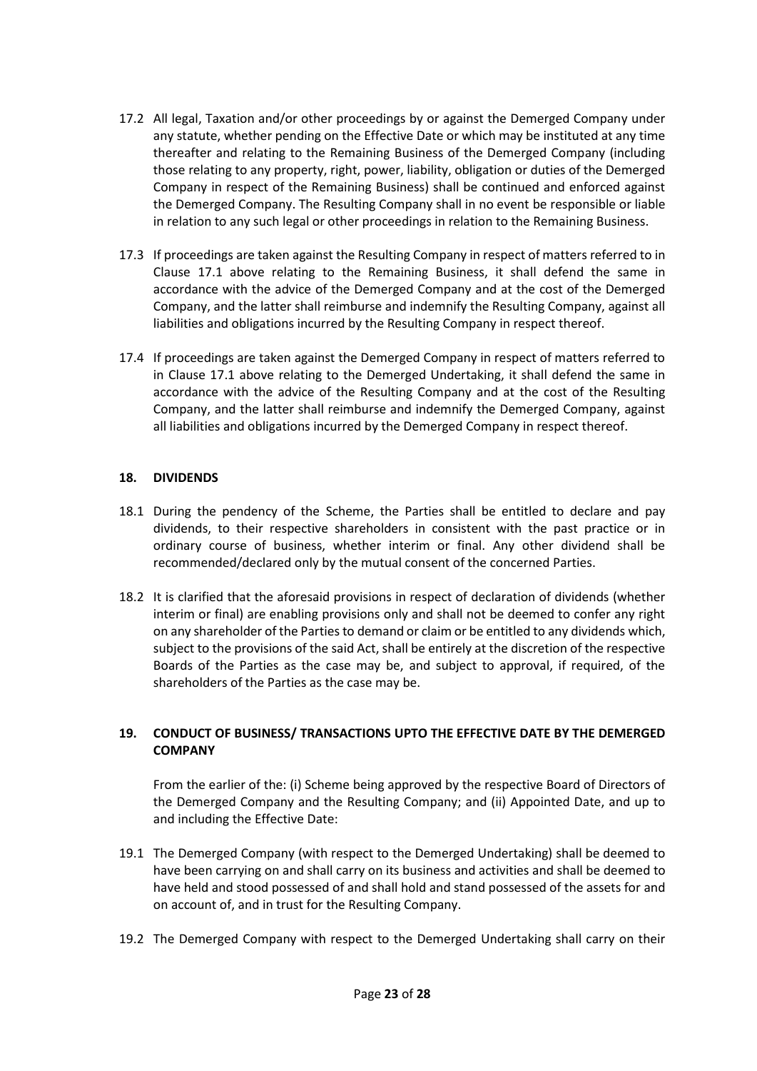17.2 All legal, Taxation and/or other proceedings by or against the Demerged Company under any statute, whether pending on the Effective Date or which may be instituted at any time thereafter and relating to the Remaining Business of the Demerged Company (including those relating to any property, right, power, liability, obligation or duties of the Demerged Company in respect of the Remaining Business) shall be continued and enforced against the Demerged Company. The Resulting Company shall in no event be responsible or liable in relation to any such legal or other proceedings in relation to the Remaining Business.

17.3 If proceedings are taken against the Resulting Company in respect of matters referred to in Clause 17.1 above relating to the Remaining Business, it shall defend the same in accordance with the advice of the Demerged Company and at the cost of the Demerged Company, and the latter shall reimburse and indemnify the Resulting Company, against all liabilities and obligations incurred by the Resulting Company in respect thereof.

17.4 If proceedings are taken against the Demerged Company in respect of matters referred to in Clause 17.1 above relating to the Demerged Undertaking, it shall defend the same in accordance with the advice of the Resulting Company and at the cost of the Resulting Company, and the latter shall reimburse and indemnify the Demerged Company, against all liabilities and obligations incurred by the Demerged Company in respect thereof.

## 18. DIVIDENDS

18.1 During the pendency of the Scheme, the Parties shall be entitled to declare and pay dividends, to their respective shareholders in consistent with the past practice or in ordinary course of business, whether interim or final. Any other dividend shall be recommended/declared only by the mutual consent of the concerned Parties.

18.2 It is clarified that the aforesaid provisions in respect of declaration of dividends (whether interim or final) are enabling provisions only and shall not be deemed to confer any right on any shareholder of the Parties to demand or claim or be entitled to any dividends which, subject to the provisions of the said Act, shall be entirely at the discretion of the respective Boards of the Parties as the case may be, and subject to approval, if required, of the shareholders of the Parties as the case may be.

## 19. CONDUCT OF BUSINESS/ TRANSACTIONS UPTO THE EFFECTIVE DATE BY THE DEMERGED COMPANY

From the earlier of the: (i) Scheme being approved by the respective Board of Directors of the Demerged Company and the Resulting Company; and (ii) Appointed Date, and up to and including the Effective Date:

19.1 The Demerged Company (with respect to the Demerged Undertaking) shall be deemed to have been carrying on and shall carry on its business and activities and shall be deemed to have held and stood possessed of and shall hold and stand possessed of the assets for and on account of, and in trust for the Resulting Company.

19.2 The Demerged Company with respect to the Demerged Undertaking shall carry on their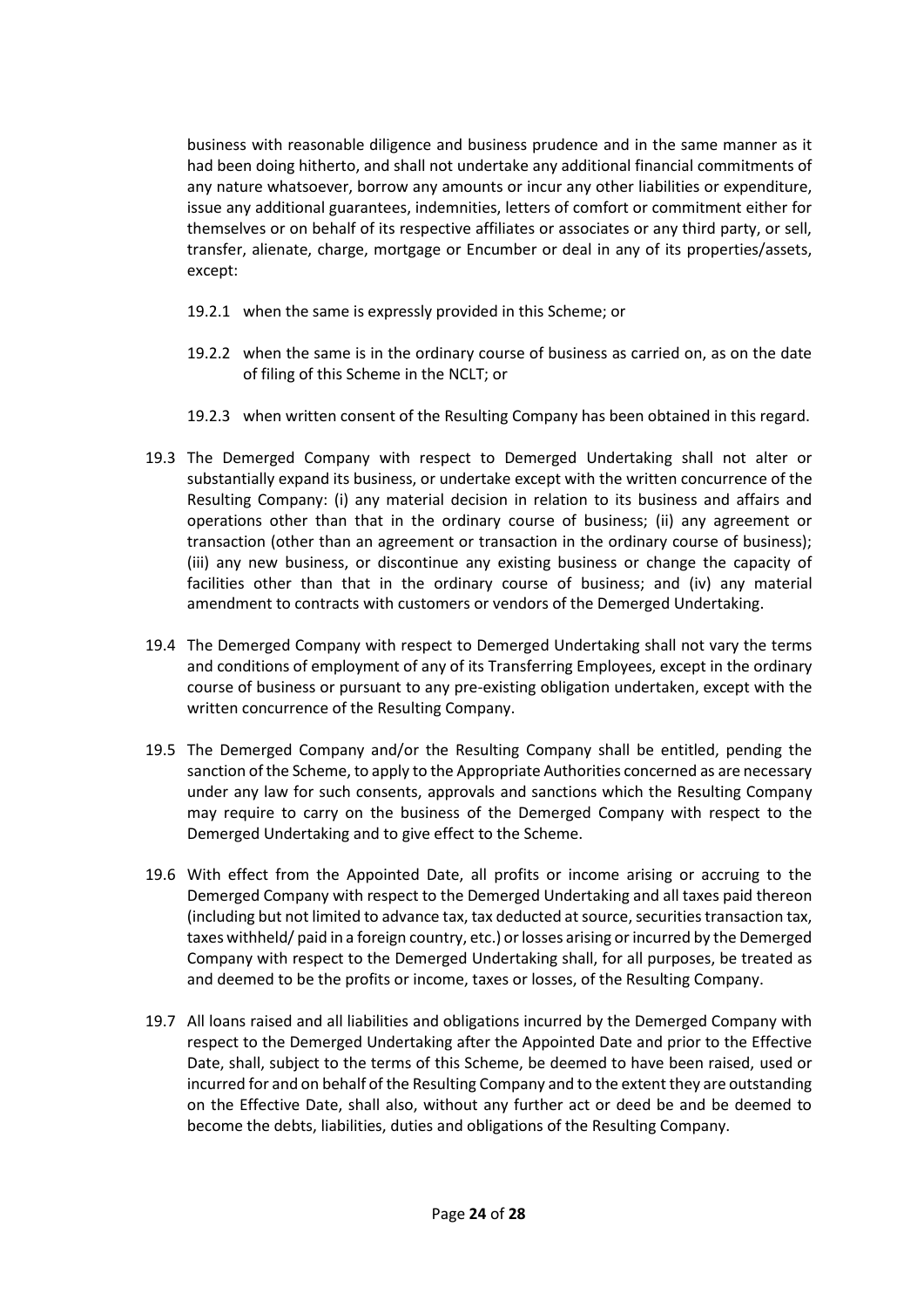business with reasonable diligence and business prudence and in the same manner as it had been doing hitherto, and shall not undertake any additional financial commitments of any nature whatsoever, borrow any amounts or incur any other liabilities or expenditure, issue any additional guarantees, indemnities, letters of comfort or commitment either for themselves or on behalf of its respective affiliates or associates or any third party, or sell, transfer, alienate, charge, mortgage or Encumber or deal in any of its properties/assets, except:

19.2.1 when the same is expressly provided in this Scheme; or

19.2.2 when the same is in the ordinary course of business as carried on, as on the date of filing of this Scheme in the NCLT; or

19.2.3 when written consent of the Resulting Company has been obtained in this regard.

19.3 The Demerged Company with respect to Demerged Undertaking shall not alter or substantially expand its business, or undertake except with the written concurrence of the Resulting Company: (i) any material decision in relation to its business and affairs and operations other than that in the ordinary course of business; (ii) any agreement or transaction (other than an agreement or transaction in the ordinary course of business); (iii) any new business, or discontinue any existing business or change the capacity of facilities other than that in the ordinary course of business; and (iv) any material amendment to contracts with customers or vendors of the Demerged Undertaking.

19.4 The Demerged Company with respect to Demerged Undertaking shall not vary the terms and conditions of employment of any of its Transferring Employees, except in the ordinary course of business or pursuant to any pre-existing obligation undertaken, except with the written concurrence of the Resulting Company.

19.5 The Demerged Company and/or the Resulting Company shall be entitled, pending the sanction of the Scheme, to apply to the Appropriate Authorities concerned as are necessary under any law for such consents, approvals and sanctions which the Resulting Company may require to carry on the business of the Demerged Company with respect to the Demerged Undertaking and to give effect to the Scheme.

19.6 With effect from the Appointed Date, all profits or income arising or accruing to the Demerged Company with respect to the Demerged Undertaking and all taxes paid thereon (including but not limited to advance tax, tax deducted at source, securities transaction tax, taxes withheld/ paid in a foreign country, etc.) or losses arising or incurred by the Demerged Company with respect to the Demerged Undertaking shall, for all purposes, be treated as and deemed to be the profits or income, taxes or losses, of the Resulting Company.

19.7 All loans raised and all liabilities and obligations incurred by the Demerged Company with respect to the Demerged Undertaking after the Appointed Date and prior to the Effective Date, shall, subject to the terms of this Scheme, be deemed to have been raised, used or incurred for and on behalf of the Resulting Company and to the extent they are outstanding on the Effective Date, shall also, without any further act or deed be and be deemed to become the debts, liabilities, duties and obligations of the Resulting Company.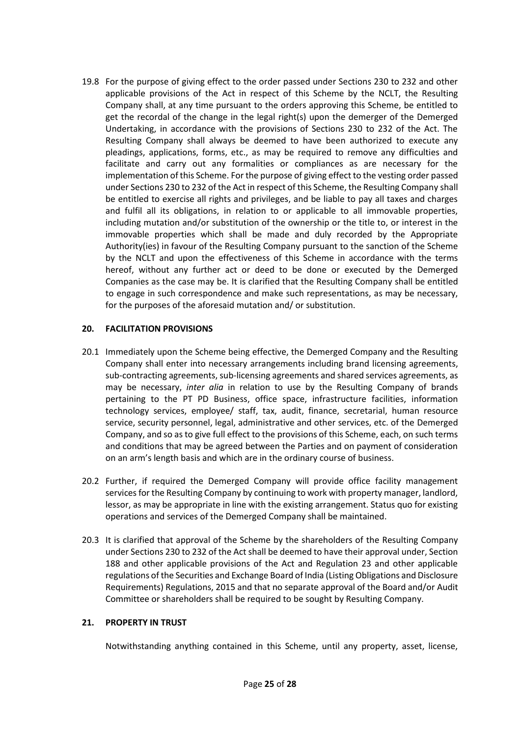19.8 For the purpose of giving effect to the order passed under Sections 230 to 232 and other applicable provisions of the Act in respect of this Scheme by the NCLT, the Resulting Company shall, at any time pursuant to the orders approving this Scheme, be entitled to get the recordal of the change in the legal right(s) upon the demerger of the Demerged Undertaking, in accordance with the provisions of Sections 230 to 232 of the Act. The Resulting Company shall always be deemed to have been authorized to execute any pleadings, applications, forms, etc., as may be required to remove any difficulties and facilitate and carry out any formalities or compliances as are necessary for the implementation of this Scheme. For the purpose of giving effect to the vesting order passed under Sections 230 to 232 of the Act in respect of this Scheme, the Resulting Company shall be entitled to exercise all rights and privileges, and be liable to pay all taxes and charges and fulfil all its obligations, in relation to or applicable to all immovable properties, including mutation and/or substitution of the ownership or the title to, or interest in the immovable properties which shall be made and duly recorded by the Appropriate Authority(ies) in favour of the Resulting Company pursuant to the sanction of the Scheme by the NCLT and upon the effectiveness of this Scheme in accordance with the terms hereof, without any further act or deed to be done or executed by the Demerged Companies as the case may be. It is clarified that the Resulting Company shall be entitled to engage in such correspondence and make such representations, as may be necessary, for the purposes of the aforesaid mutation and/ or substitution.

## 20. FACILITATION PROVISIONS

20.1 Immediately upon the Scheme being effective, the Demerged Company and the Resulting Company shall enter into necessary arrangements including brand licensing agreements, sub-contracting agreements, sub-licensing agreements and shared services agreements, as may be necessary, *inter alia* in relation to use by the Resulting Company of brands pertaining to the PT PD Business, office space, infrastructure facilities, information technology services, employee/ staff, tax, audit, finance, secretarial, human resource service, security personnel, legal, administrative and other services, etc. of the Demerged Company, and so as to give full effect to the provisions of this Scheme, each, on such terms and conditions that may be agreed between the Parties and on payment of consideration on an arm's length basis and which are in the ordinary course of business.

20.2 Further, if required the Demerged Company will provide office facility management services for the Resulting Company by continuing to work with property manager, landlord, lessor, as may be appropriate in line with the existing arrangement. Status quo for existing operations and services of the Demerged Company shall be maintained.

20.3 It is clarified that approval of the Scheme by the shareholders of the Resulting Company under Sections 230 to 232 of the Act shall be deemed to have their approval under, Section 188 and other applicable provisions of the Act and Regulation 23 and other applicable regulations of the Securities and Exchange Board of India (Listing Obligations and Disclosure Requirements) Regulations, 2015 and that no separate approval of the Board and/or Audit Committee or shareholders shall be required to be sought by Resulting Company.

## 21. PROPERTY IN TRUST

Notwithstanding anything contained in this Scheme, until any property, asset, license,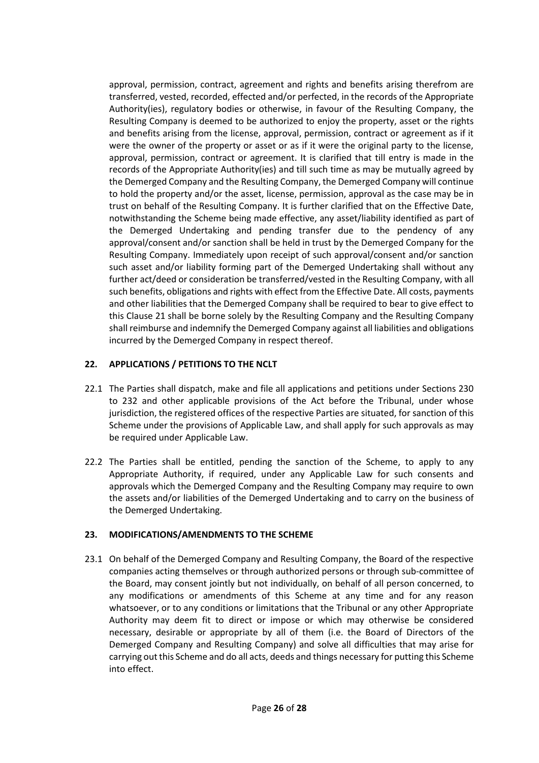approval, permission, contract, agreement and rights and benefits arising therefrom are transferred, vested, recorded, effected and/or perfected, in the records of the Appropriate Authority(ies), regulatory bodies or otherwise, in favour of the Resulting Company, the Resulting Company is deemed to be authorized to enjoy the property, asset or the rights and benefits arising from the license, approval, permission, contract or agreement as if it were the owner of the property or asset or as if it were the original party to the license, approval, permission, contract or agreement. It is clarified that till entry is made in the records of the Appropriate Authority(ies) and till such time as may be mutually agreed by the Demerged Company and the Resulting Company, the Demerged Company will continue to hold the property and/or the asset, license, permission, approval as the case may be in trust on behalf of the Resulting Company. It is further clarified that on the Effective Date, notwithstanding the Scheme being made effective, any asset/liability identified as part of the Demerged Undertaking and pending transfer due to the pendency of any approval/consent and/or sanction shall be held in trust by the Demerged Company for the Resulting Company. Immediately upon receipt of such approval/consent and/or sanction such asset and/or liability forming part of the Demerged Undertaking shall without any further act/deed or consideration be transferred/vested in the Resulting Company, with all such benefits, obligations and rights with effect from the Effective Date. All costs, payments and other liabilities that the Demerged Company shall be required to bear to give effect to this Clause 21 shall be borne solely by the Resulting Company and the Resulting Company shall reimburse and indemnify the Demerged Company against all liabilities and obligations incurred by the Demerged Company in respect thereof.

## 22. APPLICATIONS / PETITIONS TO THE NCLT

22.1 The Parties shall dispatch, make and file all applications and petitions under Sections 230 to 232 and other applicable provisions of the Act before the Tribunal, under whose jurisdiction, the registered offices of the respective Parties are situated, for sanction of this Scheme under the provisions of Applicable Law, and shall apply for such approvals as may be required under Applicable Law.

22.2 The Parties shall be entitled, pending the sanction of the Scheme, to apply to any Appropriate Authority, if required, under any Applicable Law for such consents and approvals which the Demerged Company and the Resulting Company may require to own the assets and/or liabilities of the Demerged Undertaking and to carry on the business of the Demerged Undertaking.

## 23. MODIFICATIONS/AMENDMENTS TO THE SCHEME

23.1 On behalf of the Demerged Company and Resulting Company, the Board of the respective companies acting themselves or through authorized persons or through sub-committee of the Board, may consent jointly but not individually, on behalf of all person concerned, to any modifications or amendments of this Scheme at any time and for any reason whatsoever, or to any conditions or limitations that the Tribunal or any other Appropriate Authority may deem fit to direct or impose or which may otherwise be considered necessary, desirable or appropriate by all of them (i.e. the Board of Directors of the Demerged Company and Resulting Company) and solve all difficulties that may arise for carrying out this Scheme and do all acts, deeds and things necessary for putting this Scheme into effect.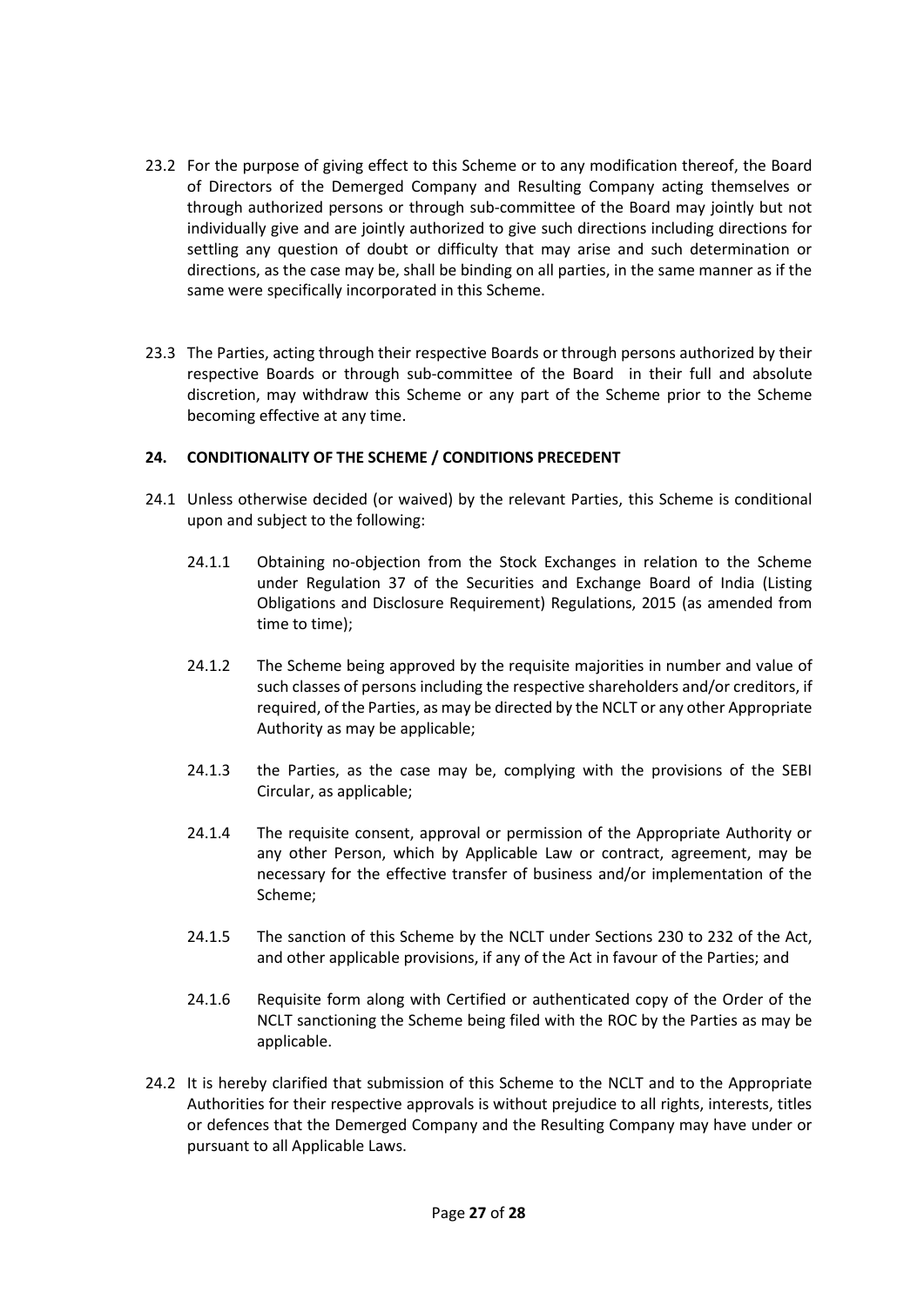23.2 For the purpose of giving effect to this Scheme or to any modification thereof, the Board of Directors of the Demerged Company and Resulting Company acting themselves or through authorized persons or through sub-committee of the Board may jointly but not individually give and are jointly authorized to give such directions including directions for settling any question of doubt or difficulty that may arise and such determination or directions, as the case may be, shall be binding on all parties, in the same manner as if the same were specifically incorporated in this Scheme.

23.3 The Parties, acting through their respective Boards or through persons authorized by their respective Boards or through sub-committee of the Board in their full and absolute discretion, may withdraw this Scheme or any part of the Scheme prior to the Scheme becoming effective at any time.

## 24. CONDITIONALITY OF THE SCHEME / CONDITIONS PRECEDENT

24.1 Unless otherwise decided (or waived) by the relevant Parties, this Scheme is conditional upon and subject to the following:

24.1.1 Obtaining no-objection from the Stock Exchanges in relation to the Scheme under Regulation 37 of the Securities and Exchange Board of India (Listing Obligations and Disclosure Requirement) Regulations, 2015 (as amended from time to time);

24.1.2 The Scheme being approved by the requisite majorities in number and value of such classes of persons including the respective shareholders and/or creditors, if required, of the Parties, as may be directed by the NCLT or any other Appropriate Authority as may be applicable;

24.1.3 the Parties, as the case may be, complying with the provisions of the SEBI Circular, as applicable;

24.1.4 The requisite consent, approval or permission of the Appropriate Authority or any other Person, which by Applicable Law or contract, agreement, may be necessary for the effective transfer of business and/or implementation of the Scheme;

24.1.5 The sanction of this Scheme by the NCLT under Sections 230 to 232 of the Act, and other applicable provisions, if any of the Act in favour of the Parties; and

24.1.6 Requisite form along with Certified or authenticated copy of the Order of the NCLT sanctioning the Scheme being filed with the ROC by the Parties as may be applicable.

24.2 It is hereby clarified that submission of this Scheme to the NCLT and to the Appropriate Authorities for their respective approvals is without prejudice to all rights, interests, titles or defences that the Demerged Company and the Resulting Company may have under or pursuant to all Applicable Laws.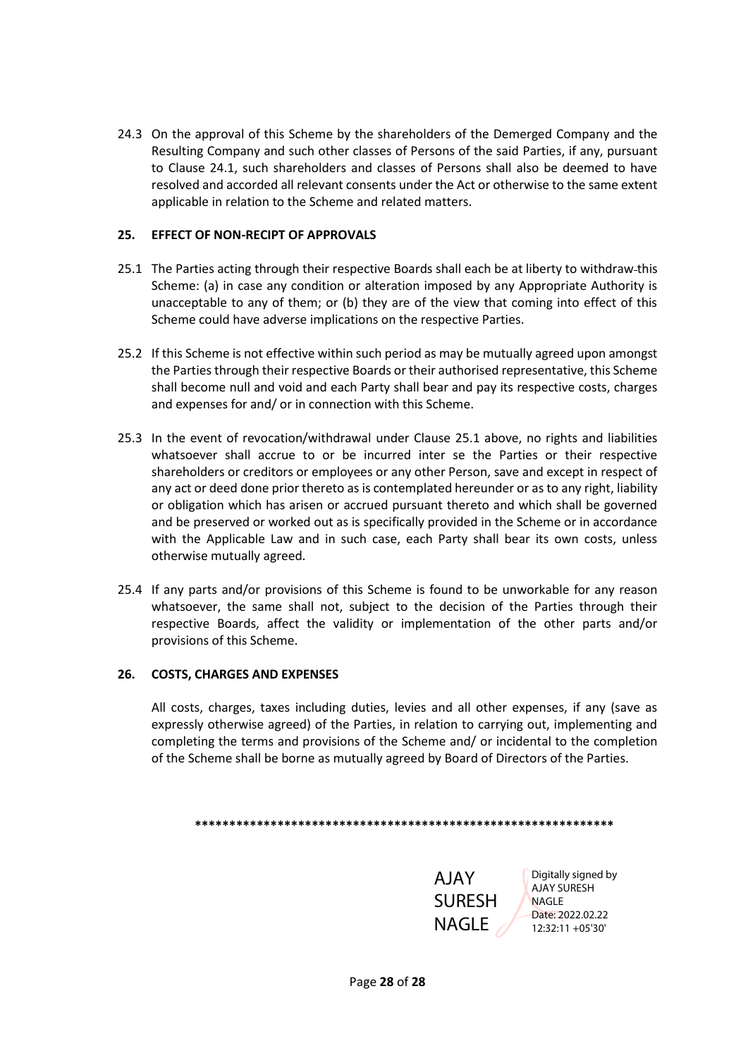24.3 On the approval of this Scheme by the shareholders of the Demerged Company and the Resulting Company and such other classes of Persons of the said Parties, if any, pursuant to Clause 24.1, such shareholders and classes of Persons shall also be deemed to have resolved and accorded all relevant consents under the Act or otherwise to the same extent applicable in relation to the Scheme and related matters.

**25. EFFECT OF NON-RECIPT OF APPROVALS**

25.1 The Parties acting through their respective Boards shall each be at liberty to withdraw this Scheme: (a) in case any condition or alteration imposed by any Appropriate Authority is unacceptable to any of them; or (b) they are of the view that coming into effect of this Scheme could have adverse implications on the respective Parties.

25.2 If this Scheme is not effective within such period as may be mutually agreed upon amongst the Parties through their respective Boards or their authorised representative, this Scheme shall become null and void and each Party shall bear and pay its respective costs, charges and expenses for and/ or in connection with this Scheme.

25.3 In the event of revocation/withdrawal under Clause 25.1 above, no rights and liabilities whatsoever shall accrue to or be incurred inter se the Parties or their respective shareholders or creditors or employees or any other Person, save and except in respect of any act or deed done prior thereto as is contemplated hereunder or as to any right, liability or obligation which has arisen or accrued pursuant thereto and which shall be governed and be preserved or worked out as is specifically provided in the Scheme or in accordance with the Applicable Law and in such case, each Party shall bear its own costs, unless otherwise mutually agreed.

25.4 If any parts and/or provisions of this Scheme is found to be unworkable for any reason whatsoever, the same shall not, subject to the decision of the Parties through their respective Boards, affect the validity or implementation of the other parts and/or provisions of this Scheme.

**26. COSTS, CHARGES AND EXPENSES**

All costs, charges, taxes including duties, levies and all other expenses, if any (save as expressly otherwise agreed) of the Parties, in relation to carrying out, implementing and completing the terms and provisions of the Scheme and/ or incidental to the completion of the Scheme shall be borne as mutually agreed by Board of Directors of the Parties.

**************************************************************

AJAY SURESH NAGLE

Digitally signed by AJAY SURESH NAGLE
Date: 2022.02.22 12:32:11 +05'30'